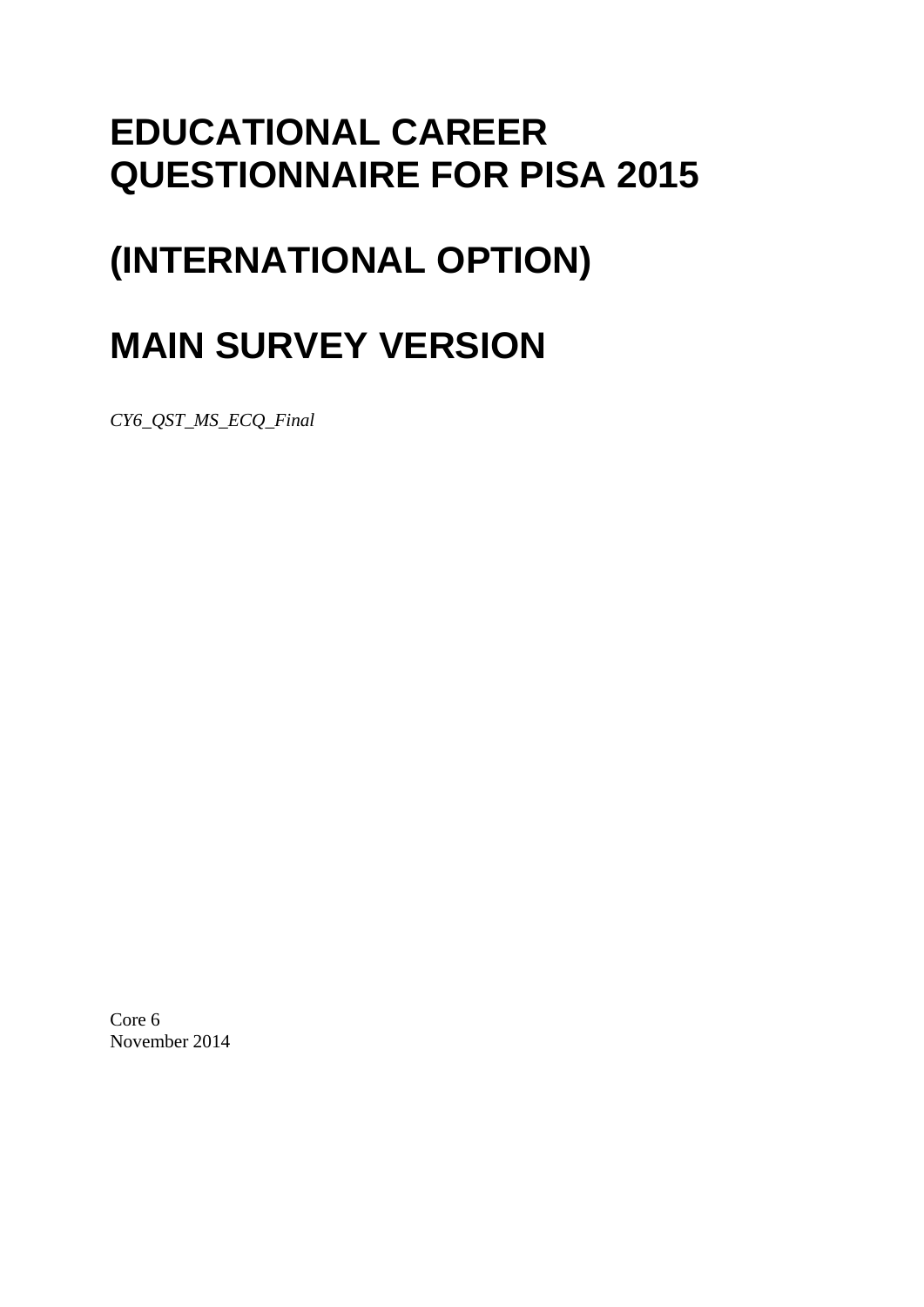# EDUCATIONAL CAREER QUESTIONNAIRE FOR PISA 2015

# (INTERNATIONAL OPTION)

# MAIN SURVEY VERSION

*CY6_QST_MS_ECQ_Final*

Core 6
November 2014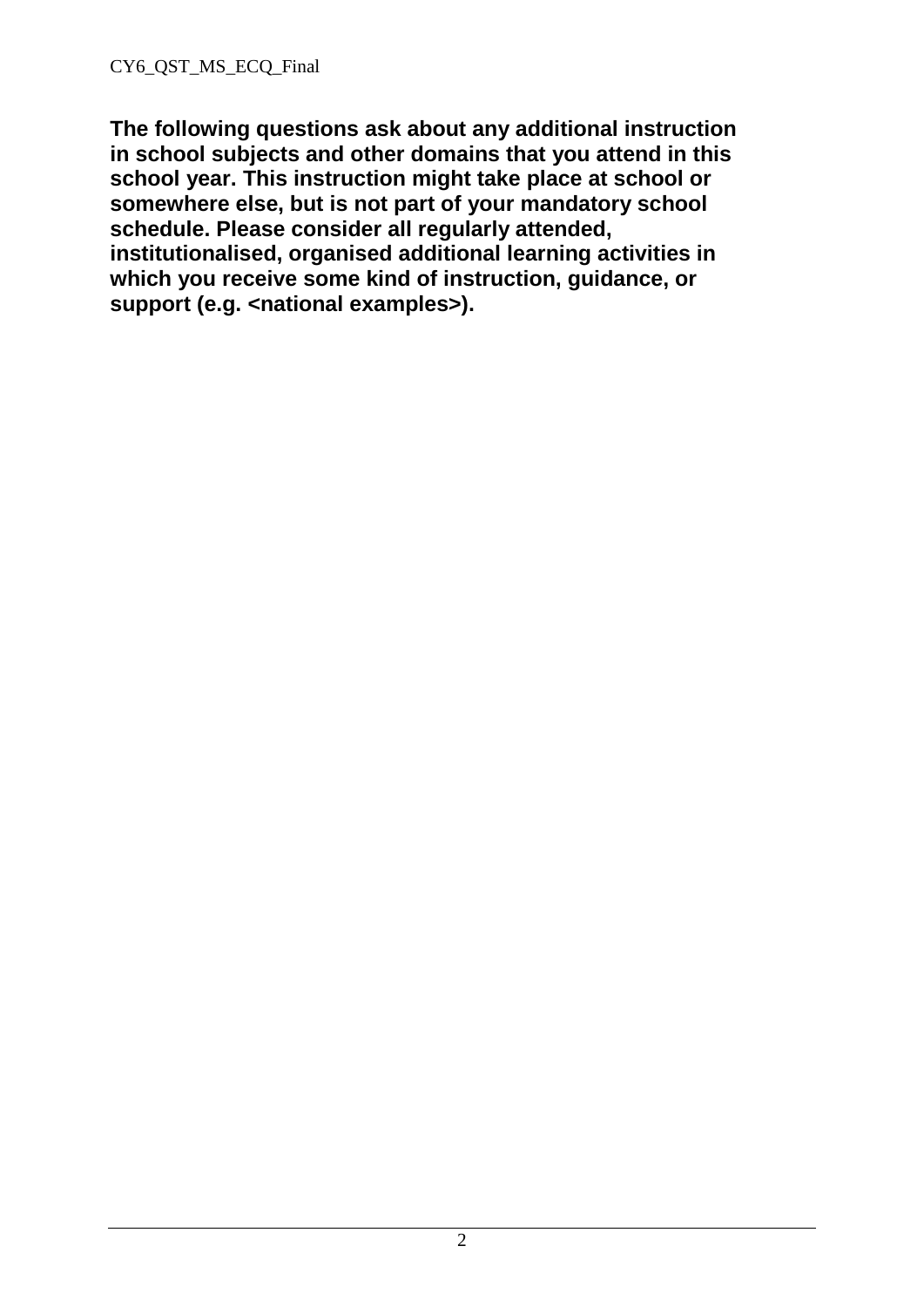**The following questions ask about any additional instruction in school subjects and other domains that you attend in this school year. This instruction might take place at school or somewhere else, but is not part of your mandatory school schedule. Please consider all regularly attended, institutionalised, organised additional learning activities in which you receive some kind of instruction, guidance, or support (e.g. <national examples>).**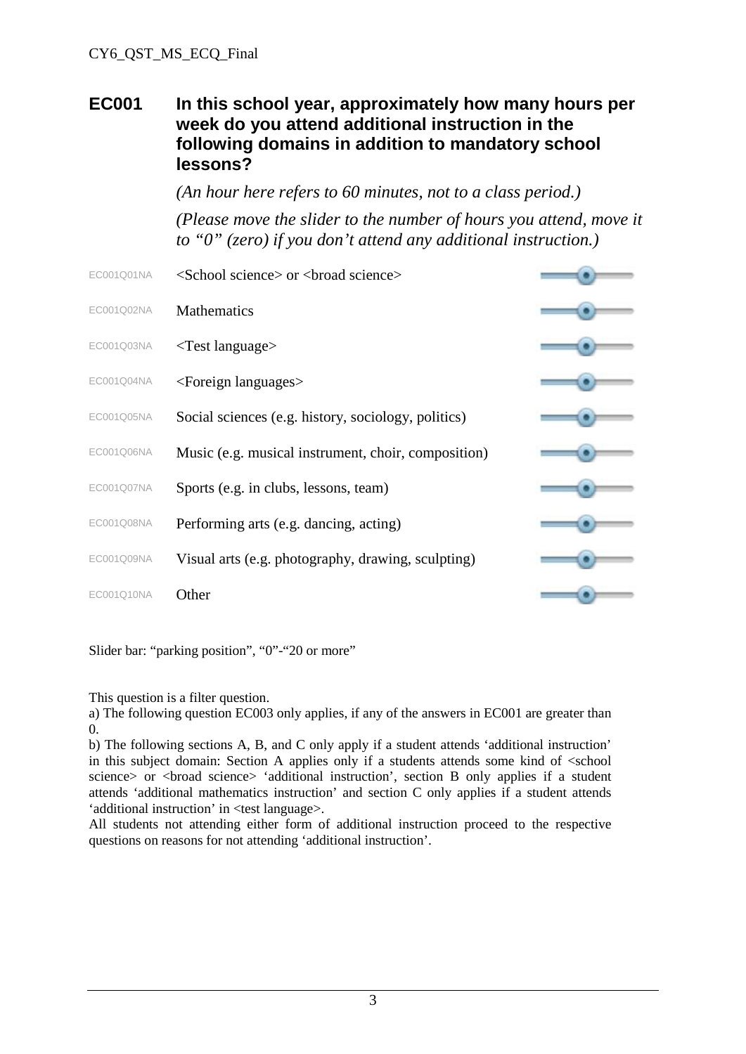## EC001 In this school year, approximately how many hours per week do you attend additional instruction in the following domains in addition to mandatory school lessons?

*(An hour here refers to 60 minutes, not to a class period.)*

*(Please move the slider to the number of hours you attend, move it to "0" (zero) if you don't attend any additional instruction.)*

| | | |
|---|---|---|
| EC001Q01NA | <School science> or <broad science> | [slider] |
| EC001Q02NA | Mathematics | [slider] |
| EC001Q03NA | <Test language> | [slider] |
| EC001Q04NA | <Foreign languages> | [slider] |
| EC001Q05NA | Social sciences (e.g. history, sociology, politics) | [slider] |
| EC001Q06NA | Music (e.g. musical instrument, choir, composition) | [slider] |
| EC001Q07NA | Sports (e.g. in clubs, lessons, team) | [slider] |
| EC001Q08NA | Performing arts (e.g. dancing, acting) | [slider] |
| EC001Q09NA | Visual arts (e.g. photography, drawing, sculpting) | [slider] |
| EC001Q10NA | Other | [slider] |

Slider bar: "parking position", "0"-"20 or more"

This question is a filter question.

a) The following question EC003 only applies, if any of the answers in EC001 are greater than 0.

b) The following sections A, B, and C only apply if a student attends 'additional instruction' in this subject domain: Section A applies only if a students attends some kind of <school science> or <broad science> 'additional instruction', section B only applies if a student attends 'additional mathematics instruction' and section C only applies if a student attends 'additional instruction' in <test language>.

All students not attending either form of additional instruction proceed to the respective questions on reasons for not attending 'additional instruction'.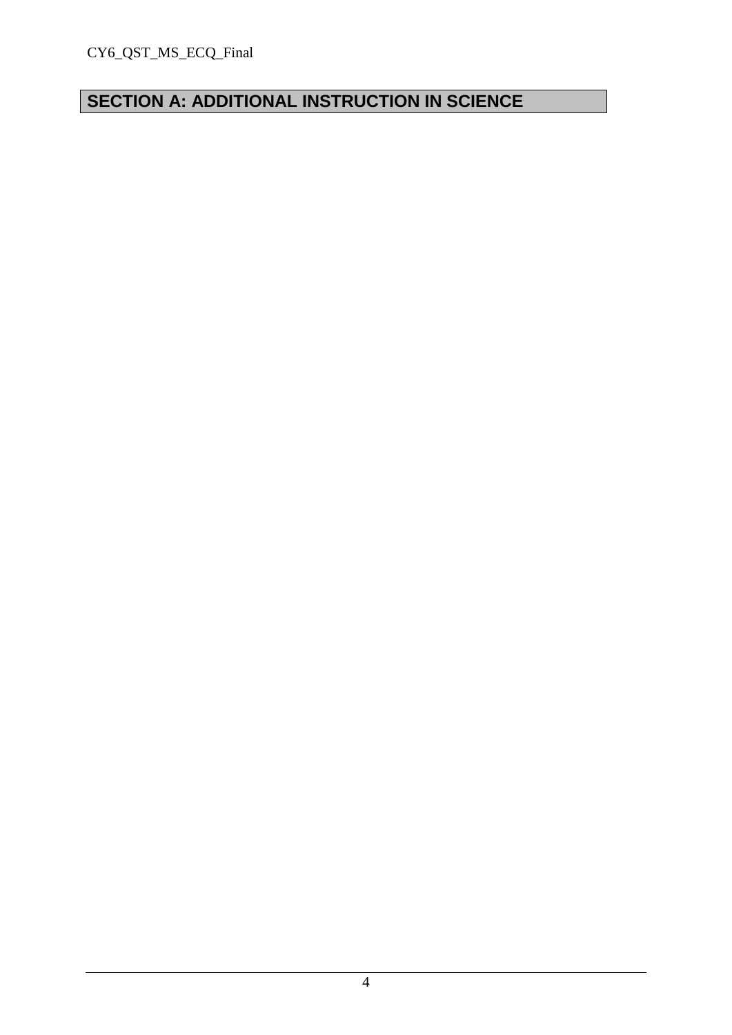# SECTION A: ADDITIONAL INSTRUCTION IN SCIENCE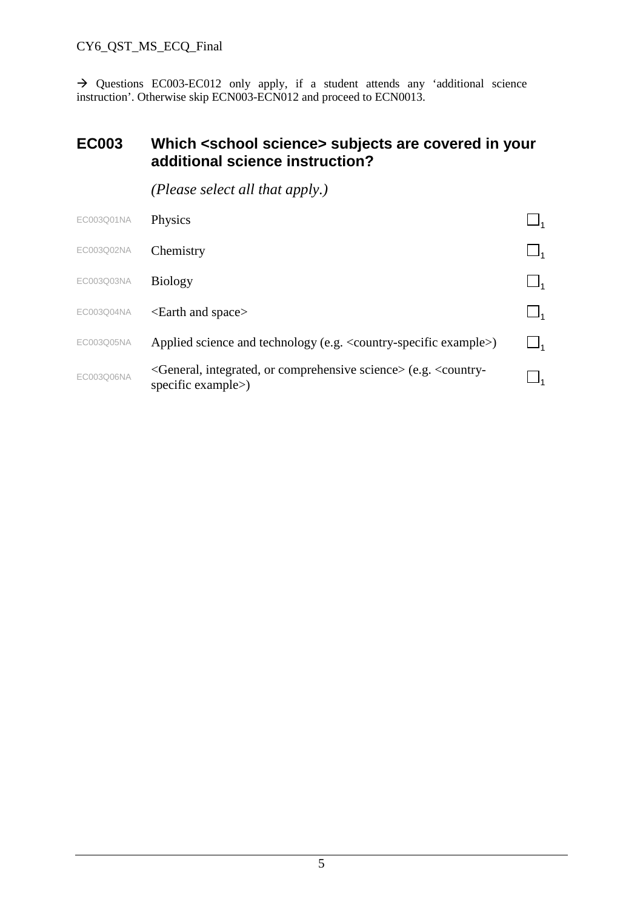→ Questions EC003-EC012 only apply, if a student attends any 'additional science instruction'. Otherwise skip ECN003-ECN012 and proceed to ECN0013.

## EC003 Which <school science> subjects are covered in your additional science instruction?

*(Please select all that apply.)*

| | | |
|---|---|---|
| EC003Q01NA | Physics | ☐1 |
| EC003Q02NA | Chemistry | ☐1 |
| EC003Q03NA | Biology | ☐1 |
| EC003Q04NA | <Earth and space> | ☐1 |
| EC003Q05NA | Applied science and technology (e.g. <country-specific example>) | ☐1 |
| EC003Q06NA | <General, integrated, or comprehensive science> (e.g. <country-specific example>) | ☐1 |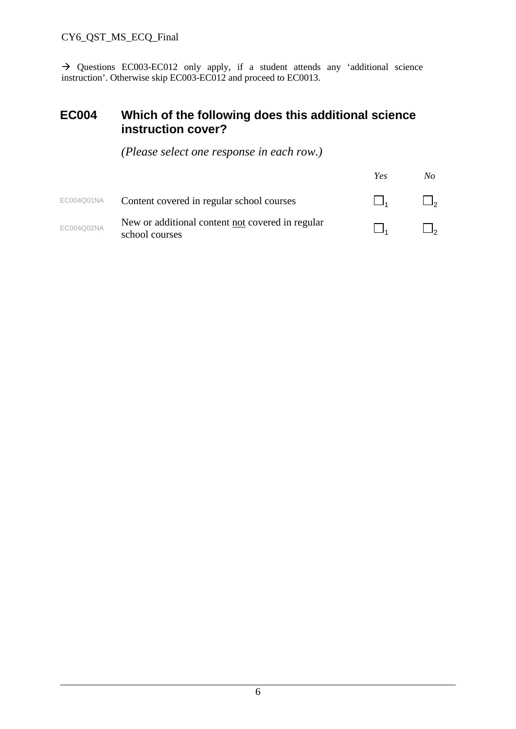→ Questions EC003-EC012 only apply, if a student attends any 'additional science instruction'. Otherwise skip EC003-EC012 and proceed to EC0013.

## EC004 Which of the following does this additional science instruction cover?

*(Please select one response in each row.)*

| | | *Yes* | *No* |
|---|---|---|---|
| EC004Q01NA | Content covered in regular school courses | ☐1 | ☐2 |
| EC004Q02NA | New or additional content <u>not</u> covered in regular school courses | ☐1 | ☐2 |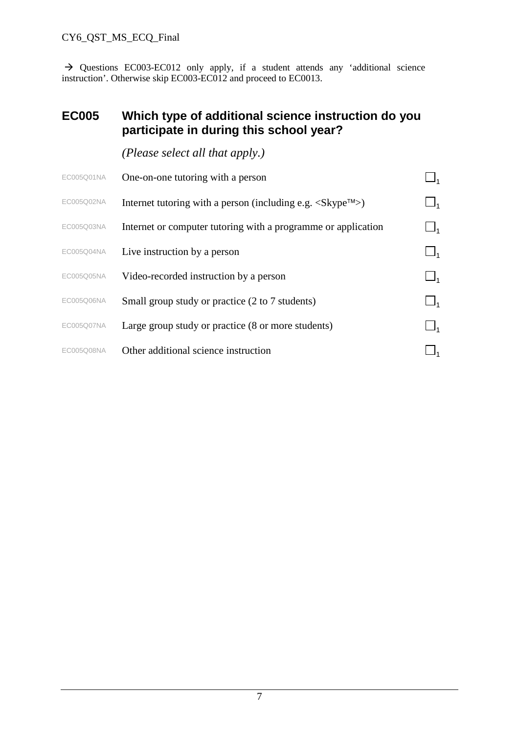→ Questions EC003-EC012 only apply, if a student attends any 'additional science instruction'. Otherwise skip EC003-EC012 and proceed to EC0013.

## EC005 Which type of additional science instruction do you participate in during this school year?

*(Please select all that apply.)*

| | | |
|---|---|---|
| EC005Q01NA | One-on-one tutoring with a person | ☐1 |
| EC005Q02NA | Internet tutoring with a person (including e.g. <Skype™>) | ☐1 |
| EC005Q03NA | Internet or computer tutoring with a programme or application | ☐1 |
| EC005Q04NA | Live instruction by a person | ☐1 |
| EC005Q05NA | Video-recorded instruction by a person | ☐1 |
| EC005Q06NA | Small group study or practice (2 to 7 students) | ☐1 |
| EC005Q07NA | Large group study or practice (8 or more students) | ☐1 |
| EC005Q08NA | Other additional science instruction | ☐1 |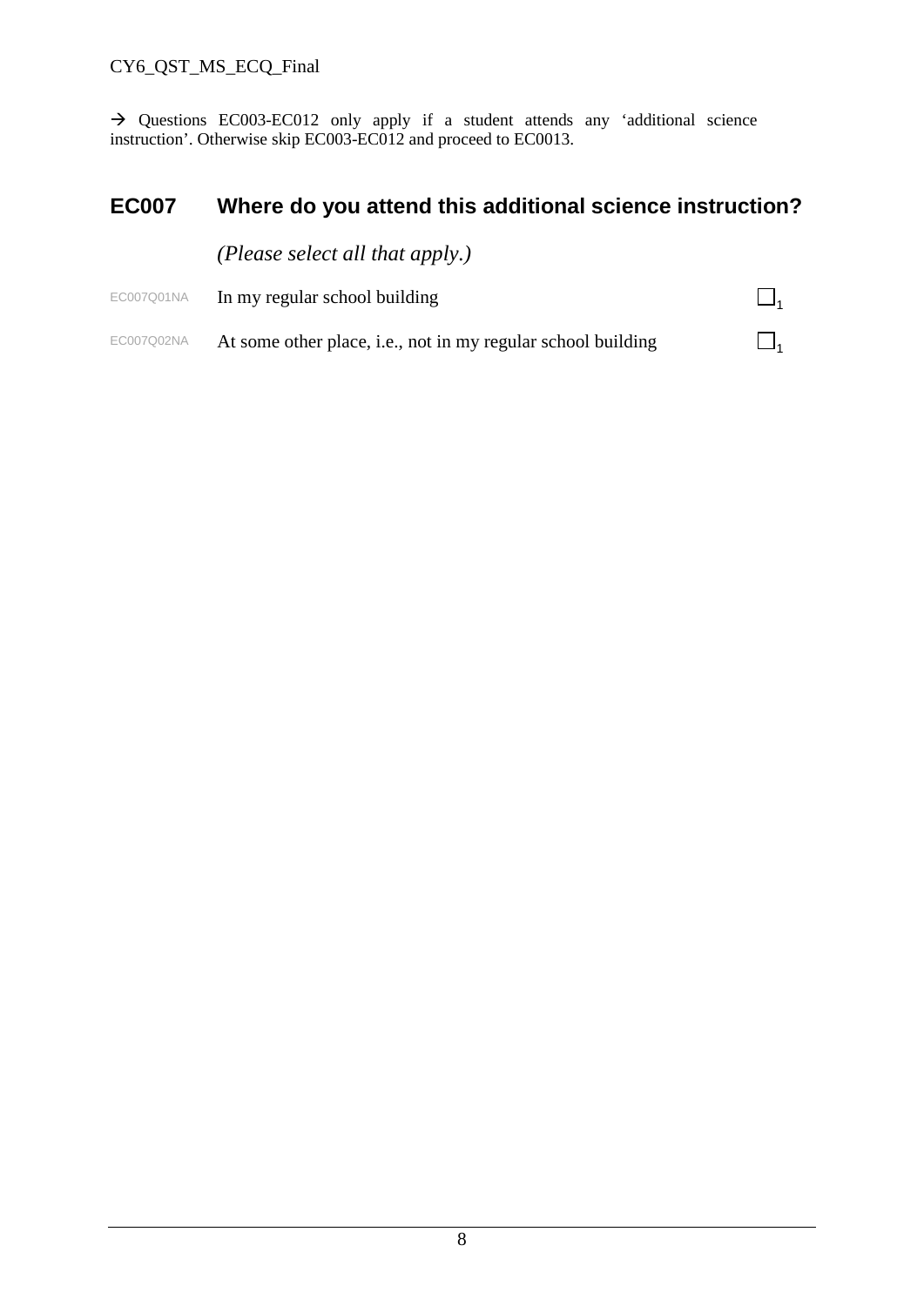→ Questions EC003-EC012 only apply if a student attends any ‘additional science instruction’. Otherwise skip EC003-EC012 and proceed to EC0013.

## EC007 Where do you attend this additional science instruction?

*(Please select all that apply.)*

| | | |
|---|---|---|
| EC007Q01NA | In my regular school building | ☐ 1 |
| EC007Q02NA | At some other place, i.e., not in my regular school building | ☐ 1 |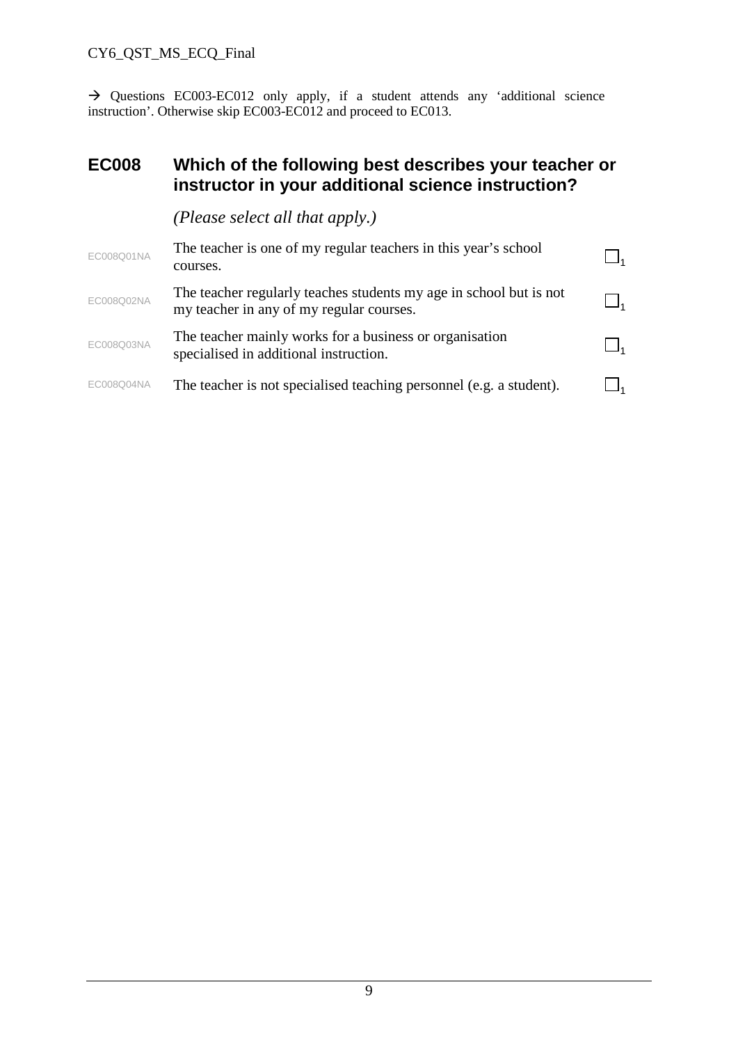→ Questions EC003-EC012 only apply, if a student attends any 'additional science instruction'. Otherwise skip EC003-EC012 and proceed to EC013.

## EC008 Which of the following best describes your teacher or instructor in your additional science instruction?

*(Please select all that apply.)*

| | | |
|---|---|---|
| EC008Q01NA | The teacher is one of my regular teachers in this year's school courses. | ☐1 |
| EC008Q02NA | The teacher regularly teaches students my age in school but is not my teacher in any of my regular courses. | ☐1 |
| EC008Q03NA | The teacher mainly works for a business or organisation specialised in additional instruction. | ☐1 |
| EC008Q04NA | The teacher is not specialised teaching personnel (e.g. a student). | ☐1 |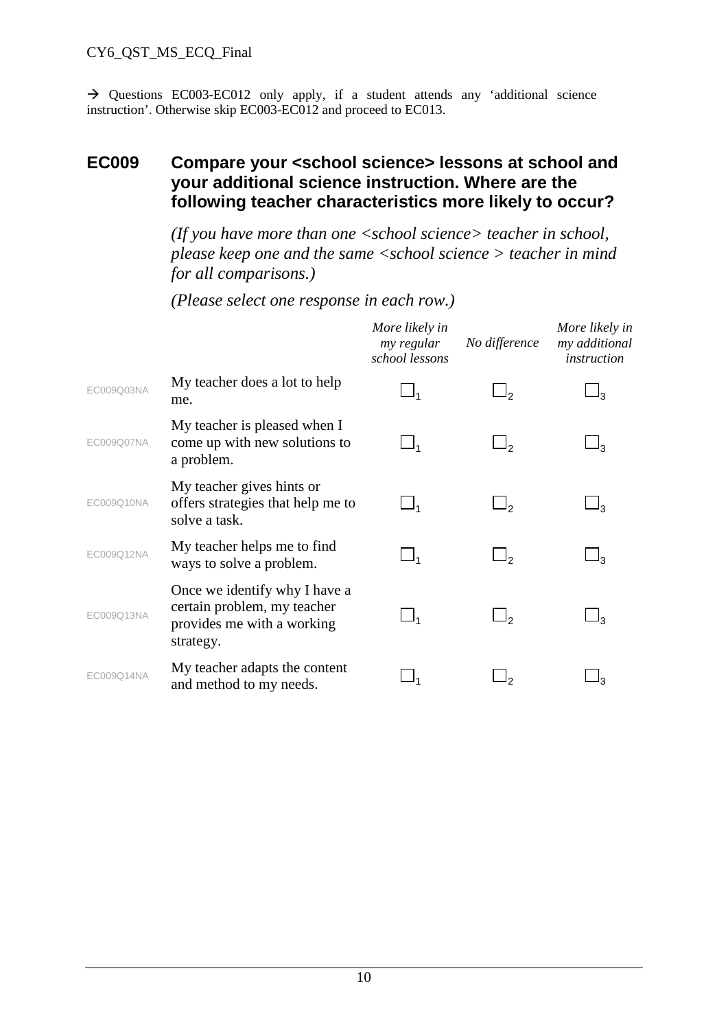→ Questions EC003-EC012 only apply, if a student attends any 'additional science instruction'. Otherwise skip EC003-EC012 and proceed to EC013.

## EC009 Compare your <school science> lessons at school and your additional science instruction. Where are the following teacher characteristics more likely to occur?

*(If you have more than one <school science> teacher in school, please keep one and the same <school science > teacher in mind for all comparisons.)*

*(Please select one response in each row.)*

| | | *More likely in my regular school lessons* | *No difference* | *More likely in my additional instruction* |
|---|---|---|---|---|
| EC009Q03NA | My teacher does a lot to help me. | ☐1 | ☐2 | ☐3 |
| EC009Q07NA | My teacher is pleased when I come up with new solutions to a problem. | ☐1 | ☐2 | ☐3 |
| EC009Q10NA | My teacher gives hints or offers strategies that help me to solve a task. | ☐1 | ☐2 | ☐3 |
| EC009Q12NA | My teacher helps me to find ways to solve a problem. | ☐1 | ☐2 | ☐3 |
| EC009Q13NA | Once we identify why I have a certain problem, my teacher provides me with a working strategy. | ☐1 | ☐2 | ☐3 |
| EC009Q14NA | My teacher adapts the content and method to my needs. | ☐1 | ☐2 | ☐3 |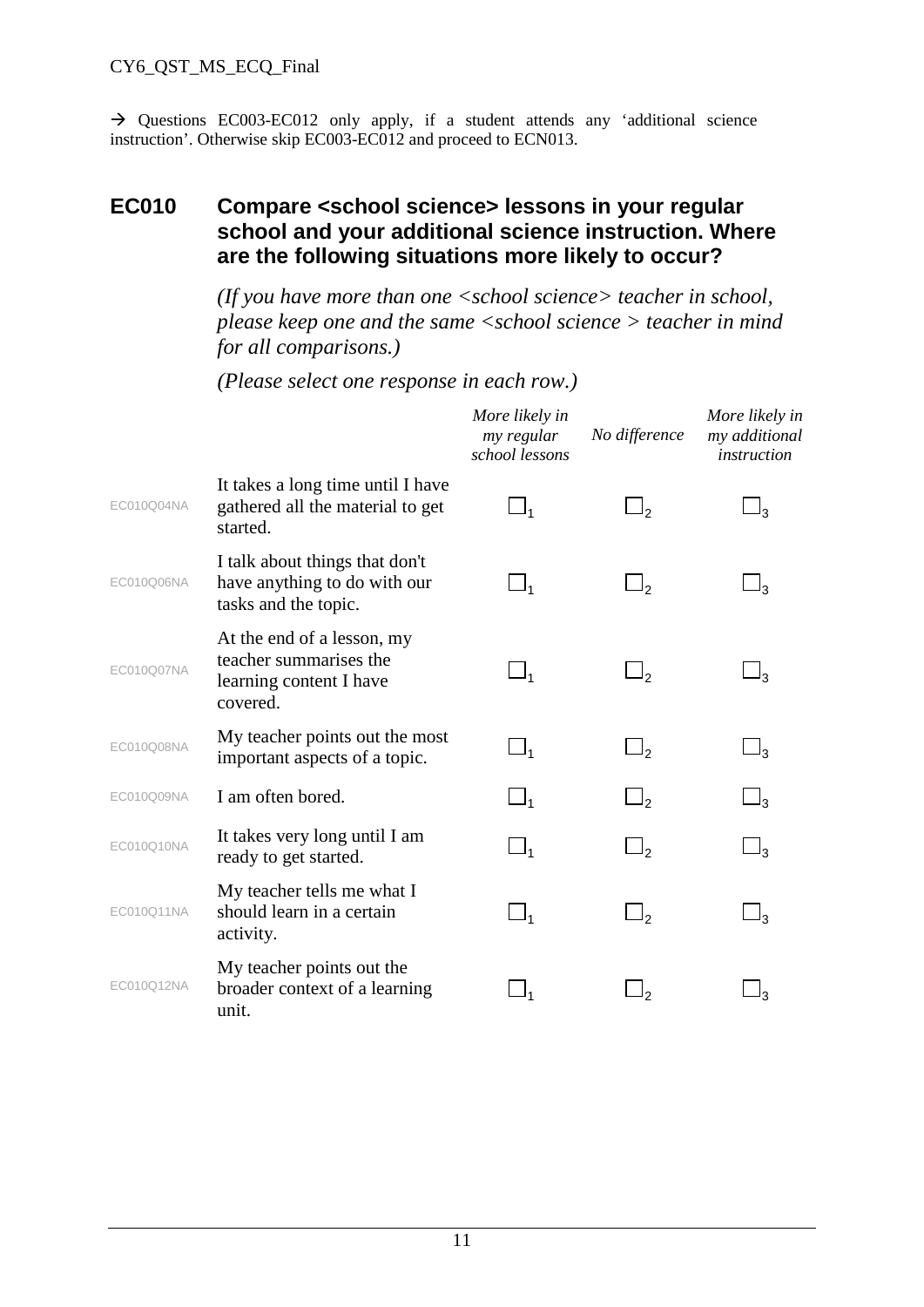→ Questions EC003-EC012 only apply, if a student attends any 'additional science instruction'. Otherwise skip EC003-EC012 and proceed to ECN013.

## EC010 Compare <school science> lessons in your regular school and your additional science instruction. Where are the following situations more likely to occur?

*(If you have more than one <school science> teacher in school, please keep one and the same <school science > teacher in mind for all comparisons.)*

*(Please select one response in each row.)*

| | | *More likely in my regular school lessons* | *No difference* | *More likely in my additional instruction* |
|---|---|---|---|---|
| EC010Q04NA | It takes a long time until I have gathered all the material to get started. | ☐1 | ☐2 | ☐3 |
| EC010Q06NA | I talk about things that don't have anything to do with our tasks and the topic. | ☐1 | ☐2 | ☐3 |
| EC010Q07NA | At the end of a lesson, my teacher summarises the learning content I have covered. | ☐1 | ☐2 | ☐3 |
| EC010Q08NA | My teacher points out the most important aspects of a topic. | ☐1 | ☐2 | ☐3 |
| EC010Q09NA | I am often bored. | ☐1 | ☐2 | ☐3 |
| EC010Q10NA | It takes very long until I am ready to get started. | ☐1 | ☐2 | ☐3 |
| EC010Q11NA | My teacher tells me what I should learn in a certain activity. | ☐1 | ☐2 | ☐3 |
| EC010Q12NA | My teacher points out the broader context of a learning unit. | ☐1 | ☐2 | ☐3 |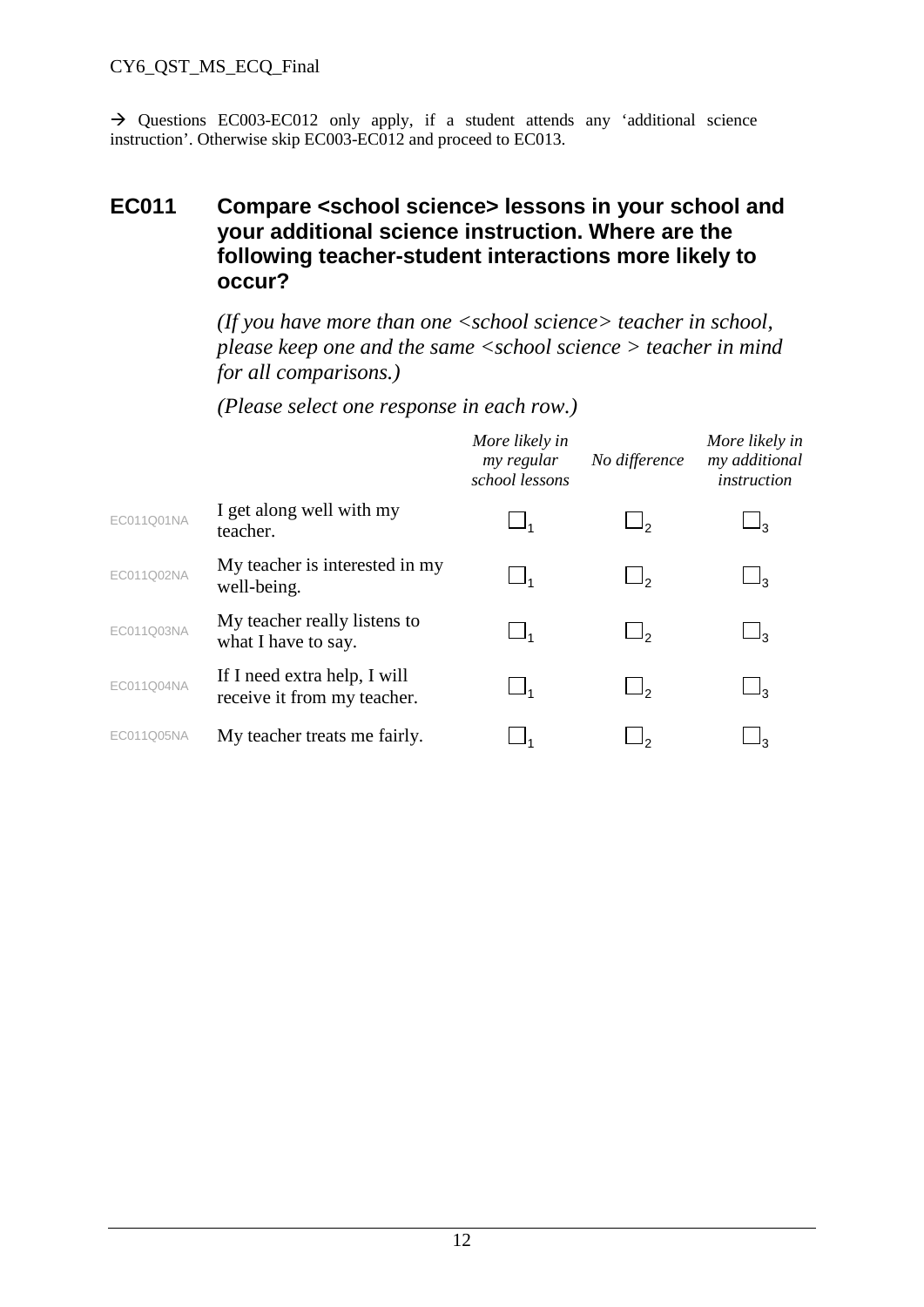→ Questions EC003-EC012 only apply, if a student attends any 'additional science instruction'. Otherwise skip EC003-EC012 and proceed to EC013.

## EC011 Compare <school science> lessons in your school and your additional science instruction. Where are the following teacher-student interactions more likely to occur?

*(If you have more than one <school science> teacher in school, please keep one and the same <school science > teacher in mind for all comparisons.)*

*(Please select one response in each row.)*

| | | *More likely in my regular school lessons* | *No difference* | *More likely in my additional instruction* |
|---|---|---|---|---|
| EC011Q01NA | I get along well with my teacher. | ☐1 | ☐2 | ☐3 |
| EC011Q02NA | My teacher is interested in my well-being. | ☐1 | ☐2 | ☐3 |
| EC011Q03NA | My teacher really listens to what I have to say. | ☐1 | ☐2 | ☐3 |
| EC011Q04NA | If I need extra help, I will receive it from my teacher. | ☐1 | ☐2 | ☐3 |
| EC011Q05NA | My teacher treats me fairly. | ☐1 | ☐2 | ☐3 |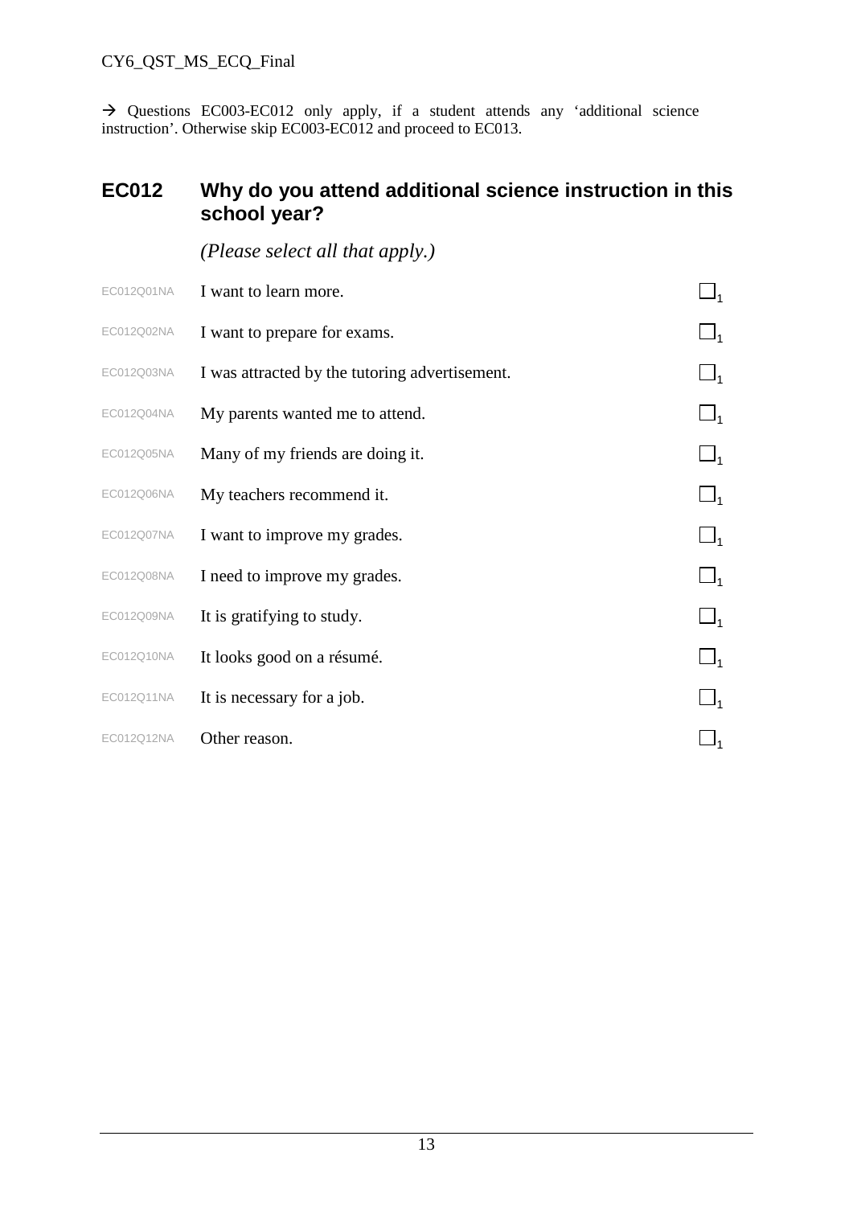→ Questions EC003-EC012 only apply, if a student attends any 'additional science instruction'. Otherwise skip EC003-EC012 and proceed to EC013.

## EC012 Why do you attend additional science instruction in this school year?

*(Please select all that apply.)*

| | | |
|---|---|---|
| EC012Q01NA | I want to learn more. | ☐1 |
| EC012Q02NA | I want to prepare for exams. | ☐1 |
| EC012Q03NA | I was attracted by the tutoring advertisement. | ☐1 |
| EC012Q04NA | My parents wanted me to attend. | ☐1 |
| EC012Q05NA | Many of my friends are doing it. | ☐1 |
| EC012Q06NA | My teachers recommend it. | ☐1 |
| EC012Q07NA | I want to improve my grades. | ☐1 |
| EC012Q08NA | I need to improve my grades. | ☐1 |
| EC012Q09NA | It is gratifying to study. | ☐1 |
| EC012Q10NA | It looks good on a résumé. | ☐1 |
| EC012Q11NA | It is necessary for a job. | ☐1 |
| EC012Q12NA | Other reason. | ☐1 |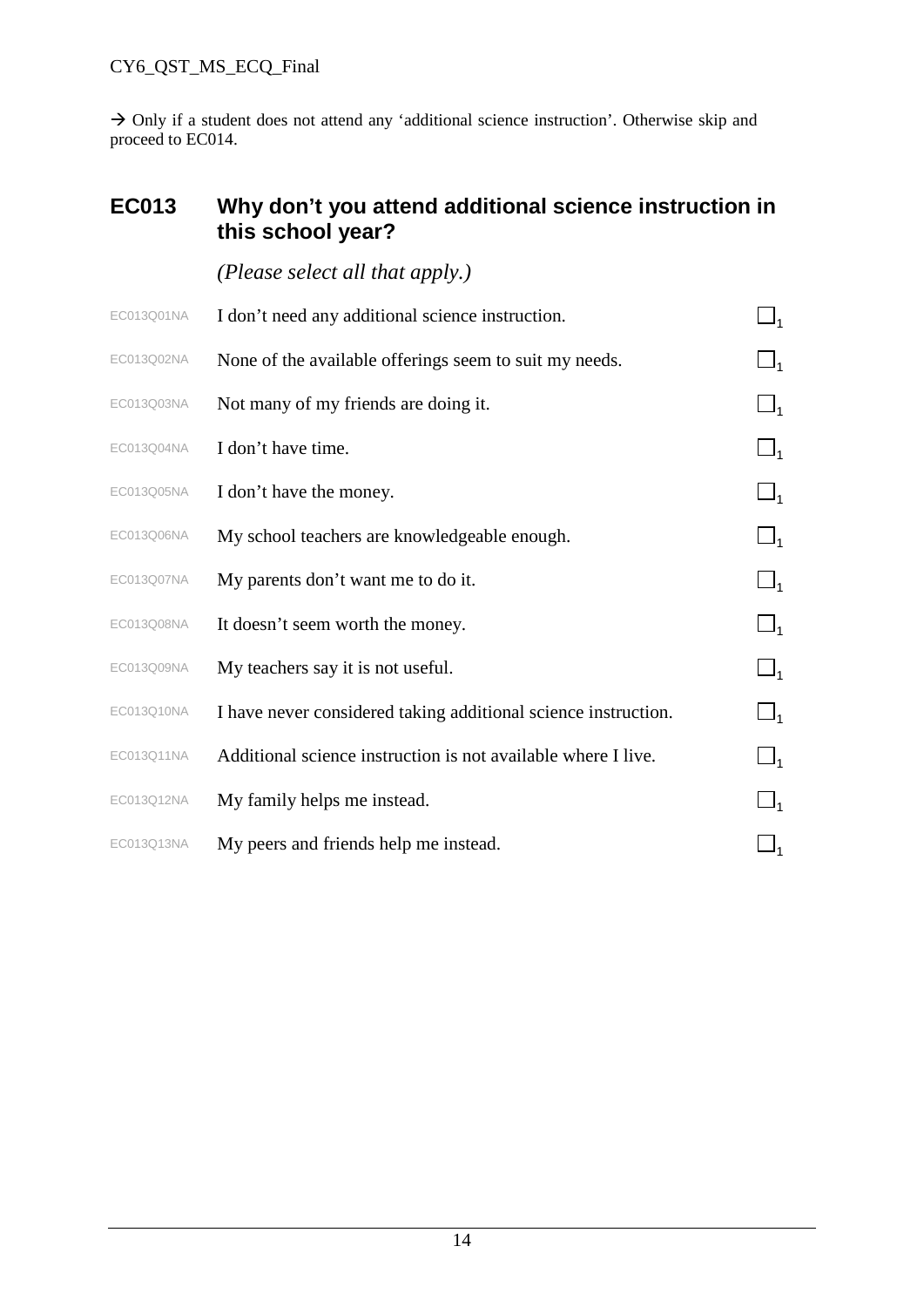→ Only if a student does not attend any 'additional science instruction'. Otherwise skip and proceed to EC014.

## EC013 Why don't you attend additional science instruction in this school year?

*(Please select all that apply.)*

| | | |
|---|---|---|
| EC013Q01NA | I don't need any additional science instruction. | $\square_1$ |
| EC013Q02NA | None of the available offerings seem to suit my needs. | $\square_1$ |
| EC013Q03NA | Not many of my friends are doing it. | $\square_1$ |
| EC013Q04NA | I don't have time. | $\square_1$ |
| EC013Q05NA | I don't have the money. | $\square_1$ |
| EC013Q06NA | My school teachers are knowledgeable enough. | $\square_1$ |
| EC013Q07NA | My parents don't want me to do it. | $\square_1$ |
| EC013Q08NA | It doesn't seem worth the money. | $\square_1$ |
| EC013Q09NA | My teachers say it is not useful. | $\square_1$ |
| EC013Q10NA | I have never considered taking additional science instruction. | $\square_1$ |
| EC013Q11NA | Additional science instruction is not available where I live. | $\square_1$ |
| EC013Q12NA | My family helps me instead. | $\square_1$ |
| EC013Q13NA | My peers and friends help me instead. | $\square_1$ |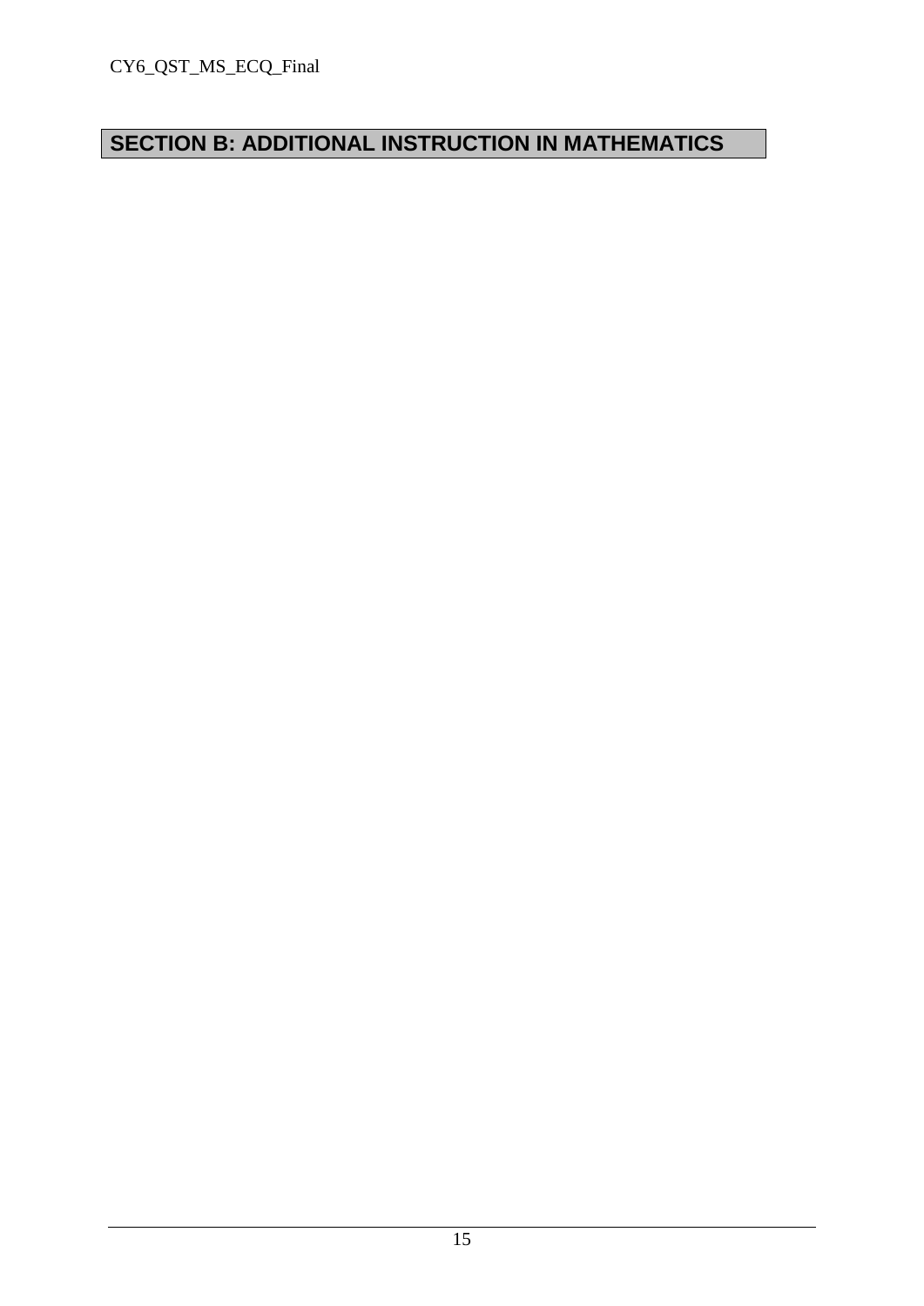## SECTION B: ADDITIONAL INSTRUCTION IN MATHEMATICS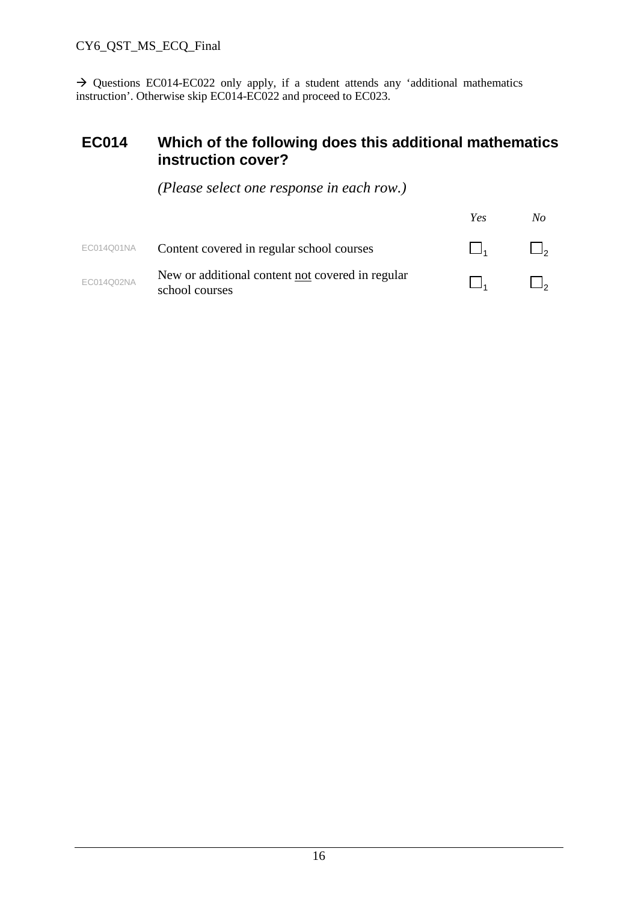→ Questions EC014-EC022 only apply, if a student attends any 'additional mathematics instruction'. Otherwise skip EC014-EC022 and proceed to EC023.

## EC014 Which of the following does this additional mathematics instruction cover?

*(Please select one response in each row.)*

| | | *Yes* | *No* |
|---|---|---|---|
| EC014Q01NA | Content covered in regular school courses | ☐1 | ☐2 |
| EC014Q02NA | New or additional content <u>not</u> covered in regular school courses | ☐1 | ☐2 |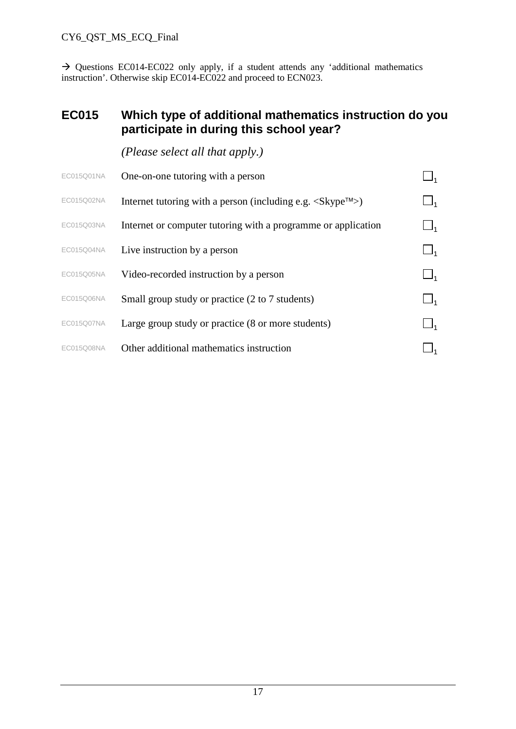→ Questions EC014-EC022 only apply, if a student attends any 'additional mathematics instruction'. Otherwise skip EC014-EC022 and proceed to ECN023.

## EC015 Which type of additional mathematics instruction do you participate in during this school year?

*(Please select all that apply.)*

| | | |
|---|---|---|
| EC015Q01NA | One-on-one tutoring with a person | ☐ 1 |
| EC015Q02NA | Internet tutoring with a person (including e.g. <Skype™>) | ☐ 1 |
| EC015Q03NA | Internet or computer tutoring with a programme or application | ☐ 1 |
| EC015Q04NA | Live instruction by a person | ☐ 1 |
| EC015Q05NA | Video-recorded instruction by a person | ☐ 1 |
| EC015Q06NA | Small group study or practice (2 to 7 students) | ☐ 1 |
| EC015Q07NA | Large group study or practice (8 or more students) | ☐ 1 |
| EC015Q08NA | Other additional mathematics instruction | ☐ 1 |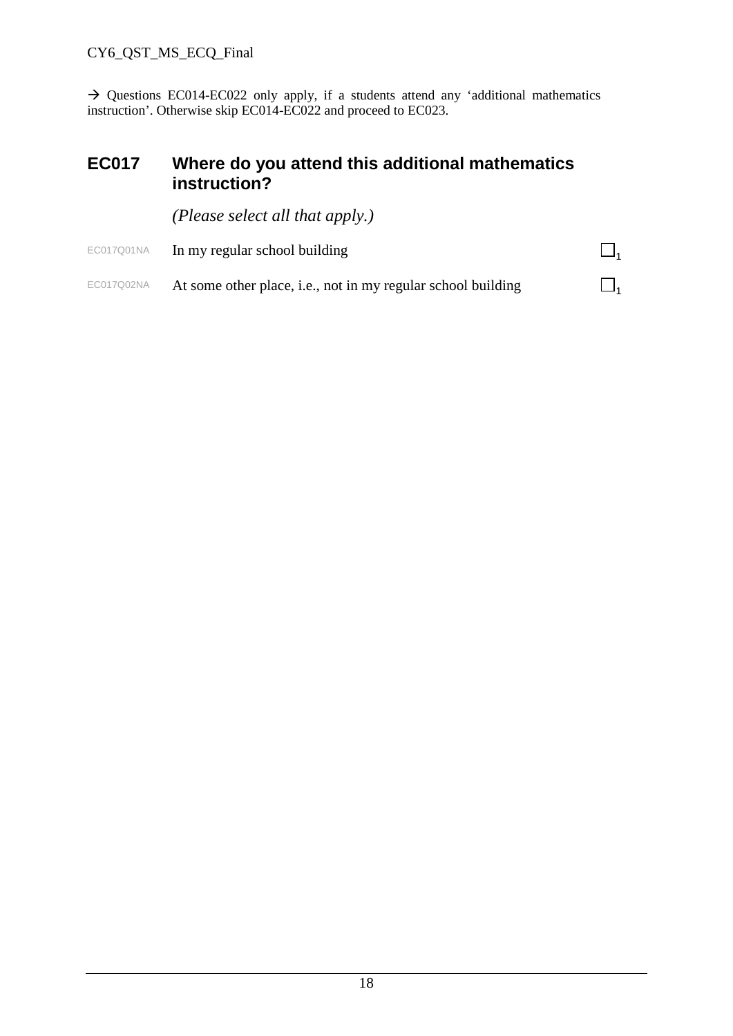→ Questions EC014-EC022 only apply, if a students attend any ‘additional mathematics instruction’. Otherwise skip EC014-EC022 and proceed to EC023.

## EC017 Where do you attend this additional mathematics instruction?

*(Please select all that apply.)*

| | | |
|---|---|---|
| EC017Q01NA | In my regular school building | ☐1 |
| EC017Q02NA | At some other place, i.e., not in my regular school building | ☐1 |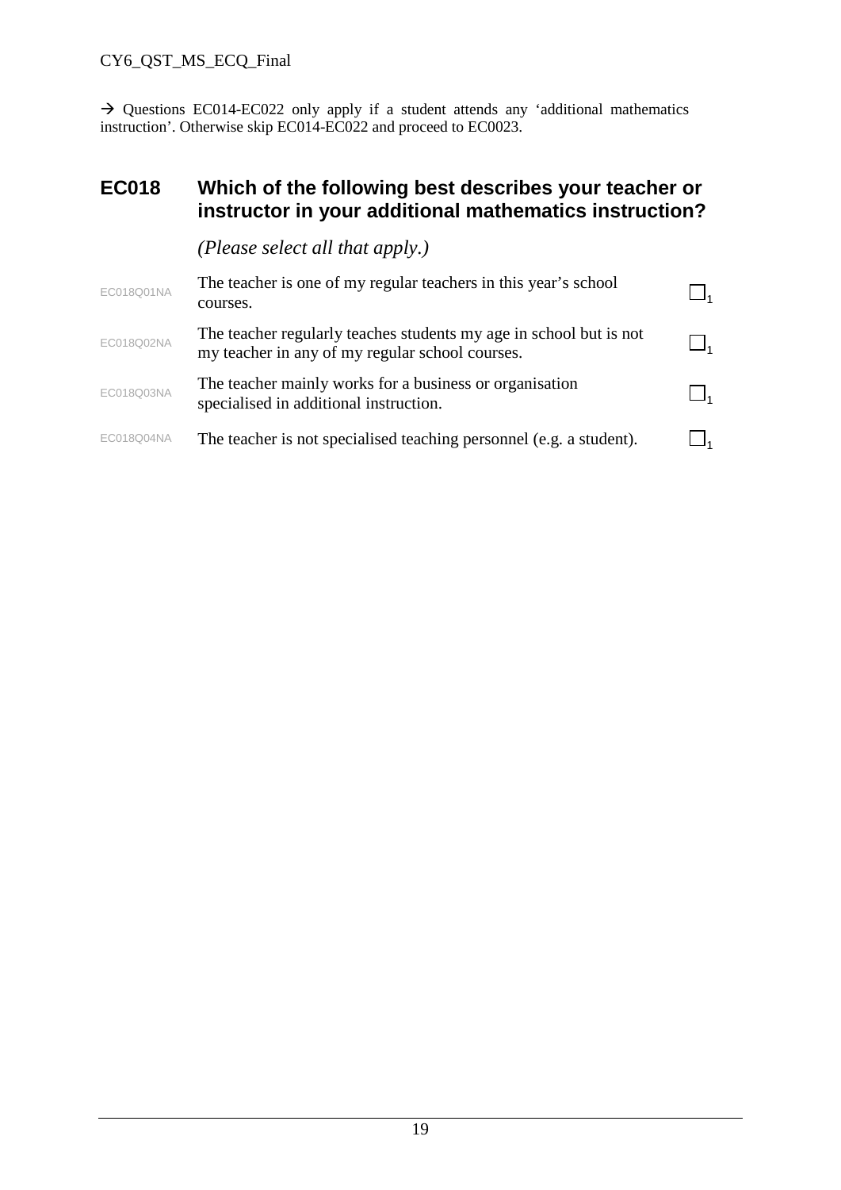→ Questions EC014-EC022 only apply if a student attends any 'additional mathematics instruction'. Otherwise skip EC014-EC022 and proceed to EC0023.

## EC018 Which of the following best describes your teacher or instructor in your additional mathematics instruction?

*(Please select all that apply.)*

| | | |
|---|---|---|
| EC018Q01NA | The teacher is one of my regular teachers in this year's school courses. | ☐1 |
| EC018Q02NA | The teacher regularly teaches students my age in school but is not my teacher in any of my regular school courses. | ☐1 |
| EC018Q03NA | The teacher mainly works for a business or organisation specialised in additional instruction. | ☐1 |
| EC018Q04NA | The teacher is not specialised teaching personnel (e.g. a student). | ☐1 |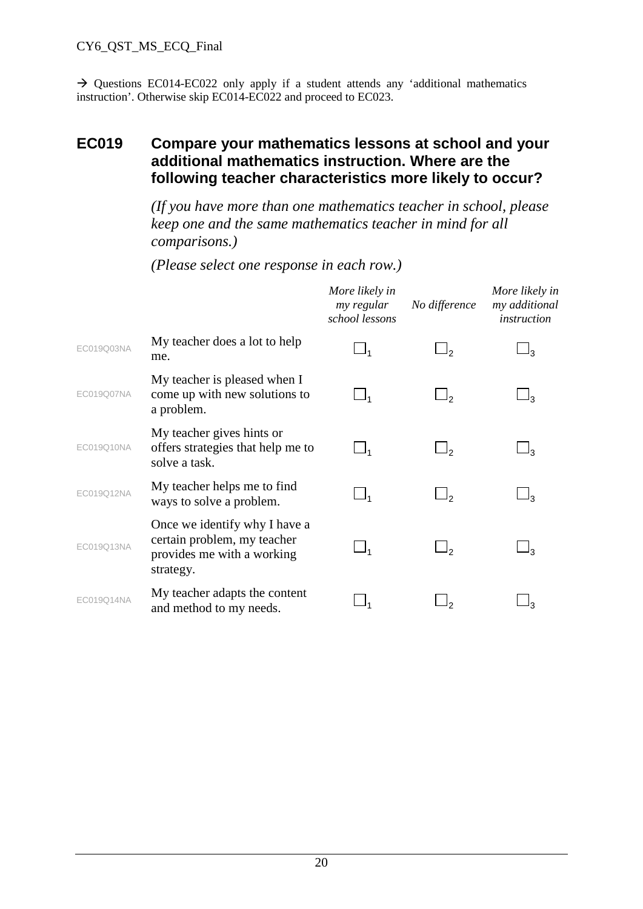→ Questions EC014-EC022 only apply if a student attends any 'additional mathematics instruction'. Otherwise skip EC014-EC022 and proceed to EC023.

## EC019 Compare your mathematics lessons at school and your additional mathematics instruction. Where are the following teacher characteristics more likely to occur?

*(If you have more than one mathematics teacher in school, please keep one and the same mathematics teacher in mind for all comparisons.)*

*(Please select one response in each row.)*

| | | *More likely in my regular school lessons* | *No difference* | *More likely in my additional instruction* |
|---|---|---|---|---|
| EC019Q03NA | My teacher does a lot to help me. | ☐1 | ☐2 | ☐3 |
| EC019Q07NA | My teacher is pleased when I come up with new solutions to a problem. | ☐1 | ☐2 | ☐3 |
| EC019Q10NA | My teacher gives hints or offers strategies that help me to solve a task. | ☐1 | ☐2 | ☐3 |
| EC019Q12NA | My teacher helps me to find ways to solve a problem. | ☐1 | ☐2 | ☐3 |
| EC019Q13NA | Once we identify why I have a certain problem, my teacher provides me with a working strategy. | ☐1 | ☐2 | ☐3 |
| EC019Q14NA | My teacher adapts the content and method to my needs. | ☐1 | ☐2 | ☐3 |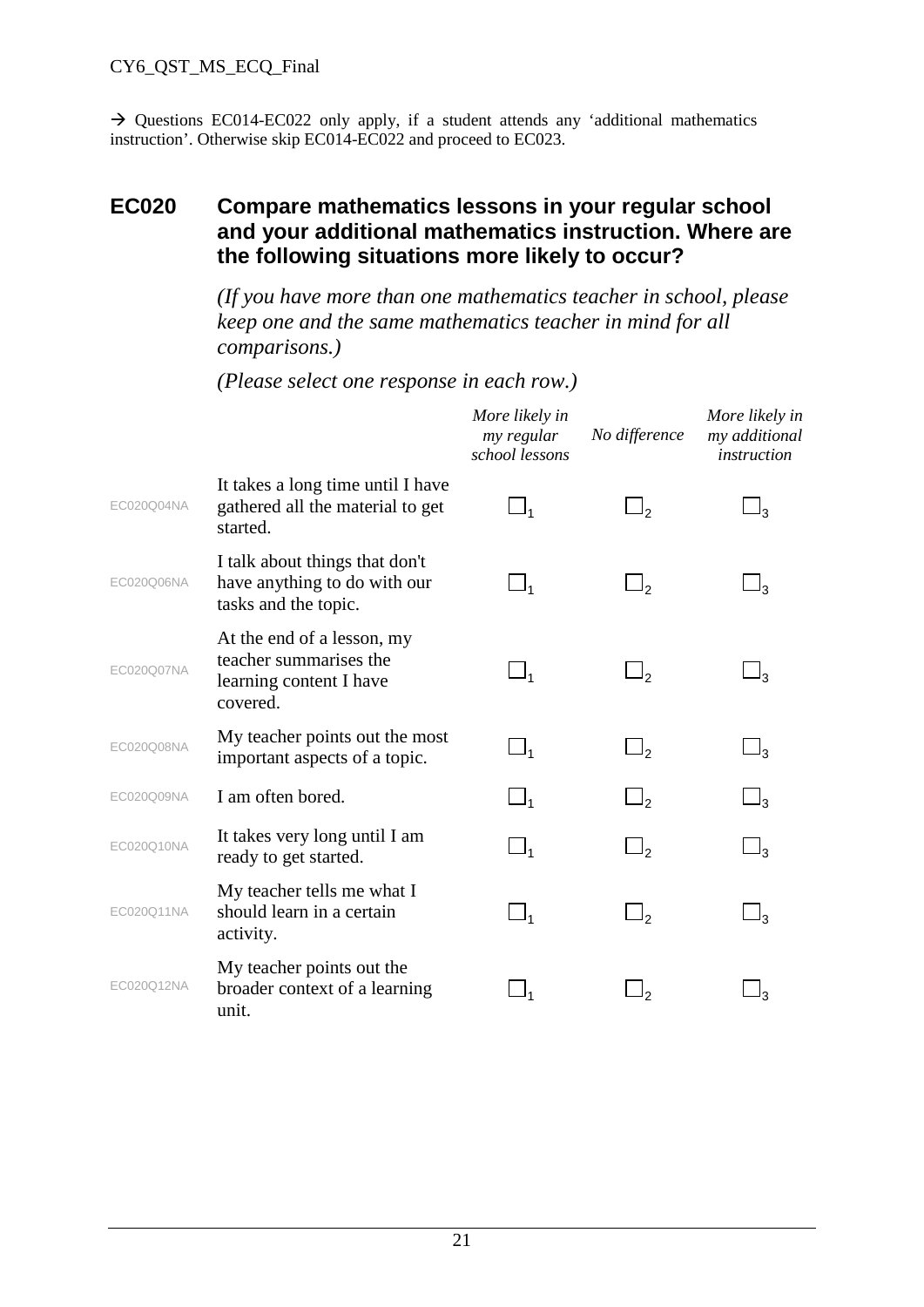CY6_QST_MS_ECQ_Final

→ Questions EC014-EC022 only apply, if a student attends any 'additional mathematics instruction'. Otherwise skip EC014-EC022 and proceed to EC023.

## EC020 Compare mathematics lessons in your regular school and your additional mathematics instruction. Where are the following situations more likely to occur?

*(If you have more than one mathematics teacher in school, please keep one and the same mathematics teacher in mind for all comparisons.)*

*(Please select one response in each row.)*

| | | *More likely in my regular school lessons* | *No difference* | *More likely in my additional instruction* |
|---|---|---|---|---|
| EC020Q04NA | It takes a long time until I have gathered all the material to get started. | ☐1 | ☐2 | ☐3 |
| EC020Q06NA | I talk about things that don't have anything to do with our tasks and the topic. | ☐1 | ☐2 | ☐3 |
| EC020Q07NA | At the end of a lesson, my teacher summarises the learning content I have covered. | ☐1 | ☐2 | ☐3 |
| EC020Q08NA | My teacher points out the most important aspects of a topic. | ☐1 | ☐2 | ☐3 |
| EC020Q09NA | I am often bored. | ☐1 | ☐2 | ☐3 |
| EC020Q10NA | It takes very long until I am ready to get started. | ☐1 | ☐2 | ☐3 |
| EC020Q11NA | My teacher tells me what I should learn in a certain activity. | ☐1 | ☐2 | ☐3 |
| EC020Q12NA | My teacher points out the broader context of a learning unit. | ☐1 | ☐2 | ☐3 |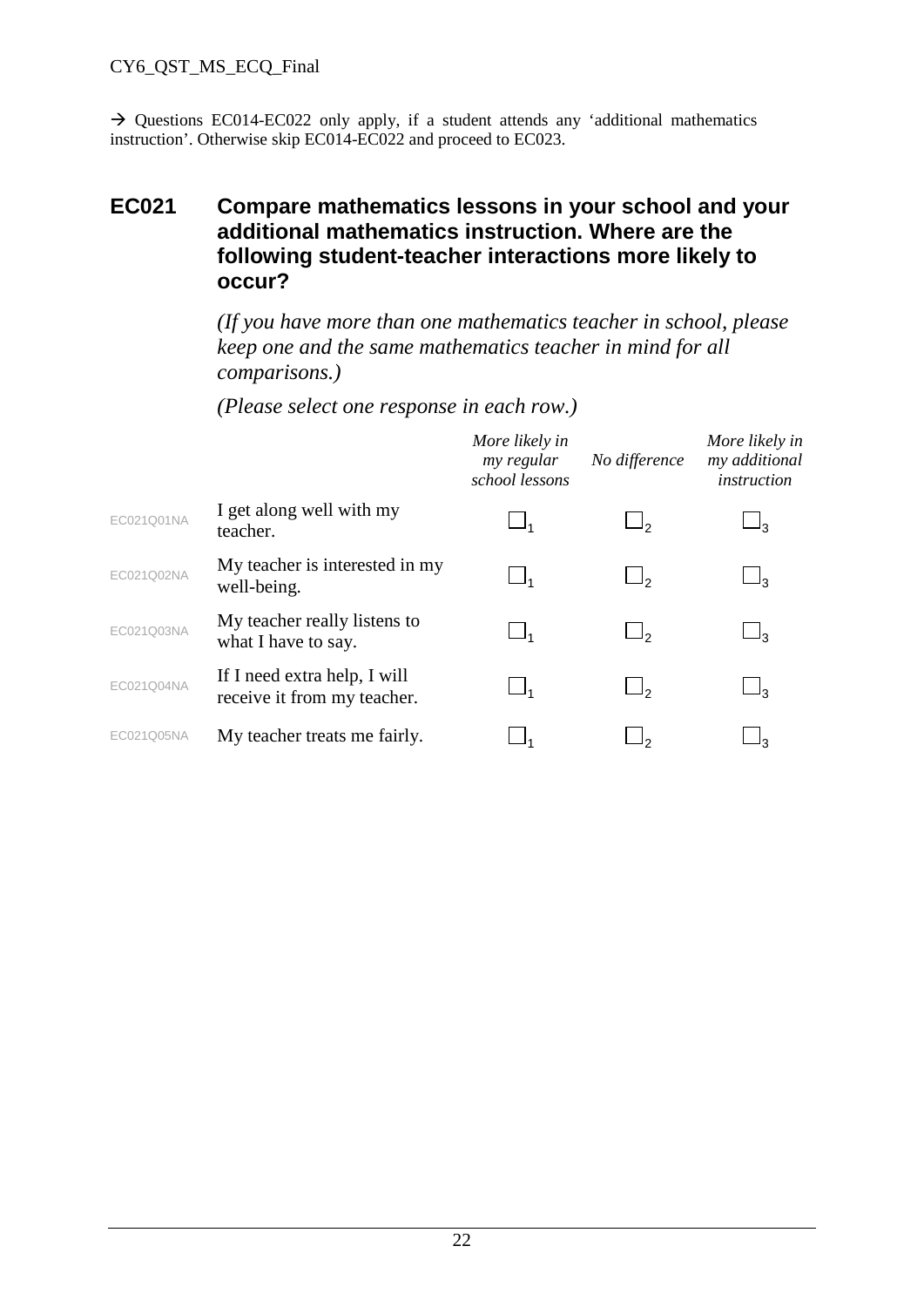→ Questions EC014-EC022 only apply, if a student attends any 'additional mathematics instruction'. Otherwise skip EC014-EC022 and proceed to EC023.

## EC021 Compare mathematics lessons in your school and your additional mathematics instruction. Where are the following student-teacher interactions more likely to occur?

*(If you have more than one mathematics teacher in school, please keep one and the same mathematics teacher in mind for all comparisons.)*

*(Please select one response in each row.)*

| | | *More likely in my regular school lessons* | *No difference* | *More likely in my additional instruction* |
|---|---|---|---|---|
| EC021Q01NA | I get along well with my teacher. | ☐1 | ☐2 | ☐3 |
| EC021Q02NA | My teacher is interested in my well-being. | ☐1 | ☐2 | ☐3 |
| EC021Q03NA | My teacher really listens to what I have to say. | ☐1 | ☐2 | ☐3 |
| EC021Q04NA | If I need extra help, I will receive it from my teacher. | ☐1 | ☐2 | ☐3 |
| EC021Q05NA | My teacher treats me fairly. | ☐1 | ☐2 | ☐3 |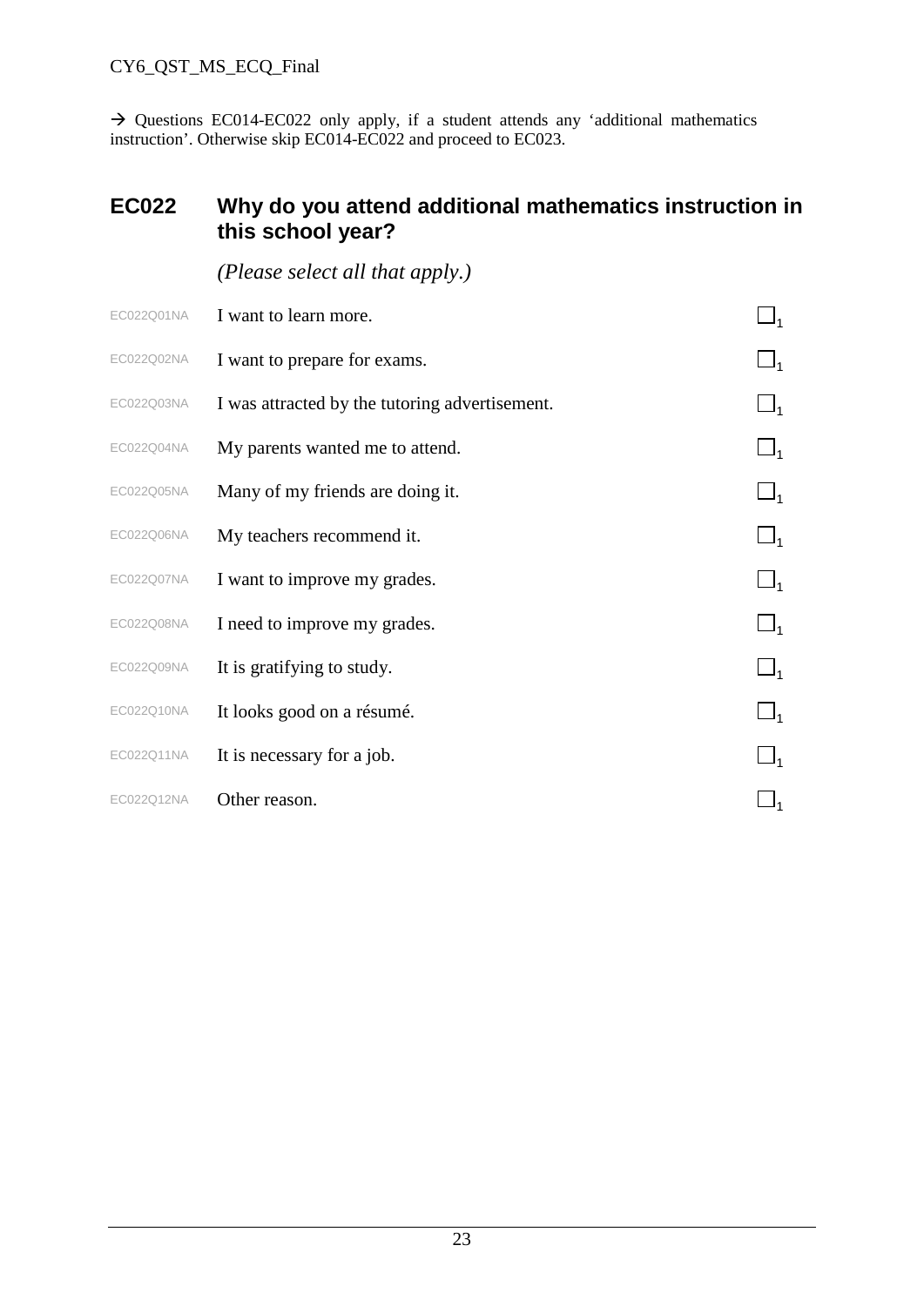→ Questions EC014-EC022 only apply, if a student attends any 'additional mathematics instruction'. Otherwise skip EC014-EC022 and proceed to EC023.

## EC022 Why do you attend additional mathematics instruction in this school year?

*(Please select all that apply.)*

| | | |
|---|---|---|
| EC022Q01NA | I want to learn more. | ☐1 |
| EC022Q02NA | I want to prepare for exams. | ☐1 |
| EC022Q03NA | I was attracted by the tutoring advertisement. | ☐1 |
| EC022Q04NA | My parents wanted me to attend. | ☐1 |
| EC022Q05NA | Many of my friends are doing it. | ☐1 |
| EC022Q06NA | My teachers recommend it. | ☐1 |
| EC022Q07NA | I want to improve my grades. | ☐1 |
| EC022Q08NA | I need to improve my grades. | ☐1 |
| EC022Q09NA | It is gratifying to study. | ☐1 |
| EC022Q10NA | It looks good on a résumé. | ☐1 |
| EC022Q11NA | It is necessary for a job. | ☐1 |
| EC022Q12NA | Other reason. | ☐1 |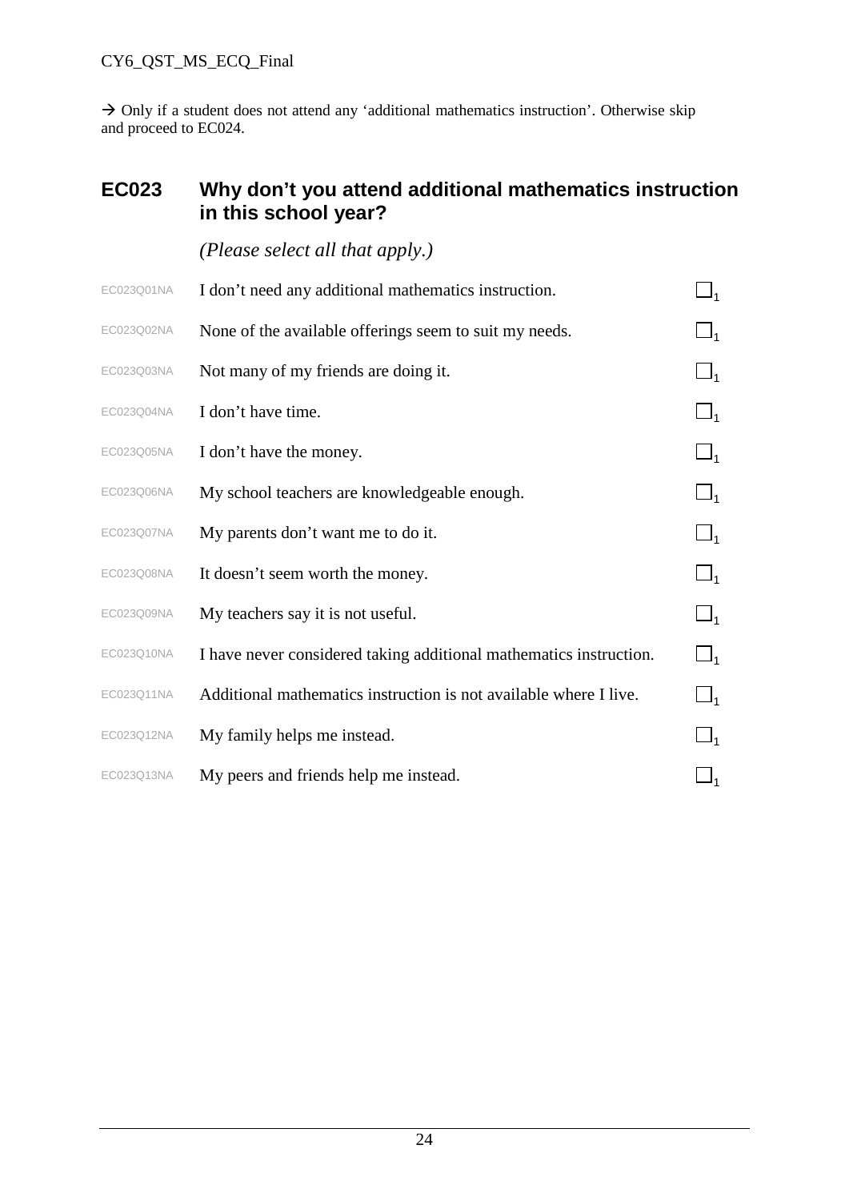→ Only if a student does not attend any 'additional mathematics instruction'. Otherwise skip and proceed to EC024.

## EC023 Why don't you attend additional mathematics instruction in this school year?

*(Please select all that apply.)*

| | | |
|---|---|---|
| EC023Q01NA | I don't need any additional mathematics instruction. | ☐1 |
| EC023Q02NA | None of the available offerings seem to suit my needs. | ☐1 |
| EC023Q03NA | Not many of my friends are doing it. | ☐1 |
| EC023Q04NA | I don't have time. | ☐1 |
| EC023Q05NA | I don't have the money. | ☐1 |
| EC023Q06NA | My school teachers are knowledgeable enough. | ☐1 |
| EC023Q07NA | My parents don't want me to do it. | ☐1 |
| EC023Q08NA | It doesn't seem worth the money. | ☐1 |
| EC023Q09NA | My teachers say it is not useful. | ☐1 |
| EC023Q10NA | I have never considered taking additional mathematics instruction. | ☐1 |
| EC023Q11NA | Additional mathematics instruction is not available where I live. | ☐1 |
| EC023Q12NA | My family helps me instead. | ☐1 |
| EC023Q13NA | My peers and friends help me instead. | ☐1 |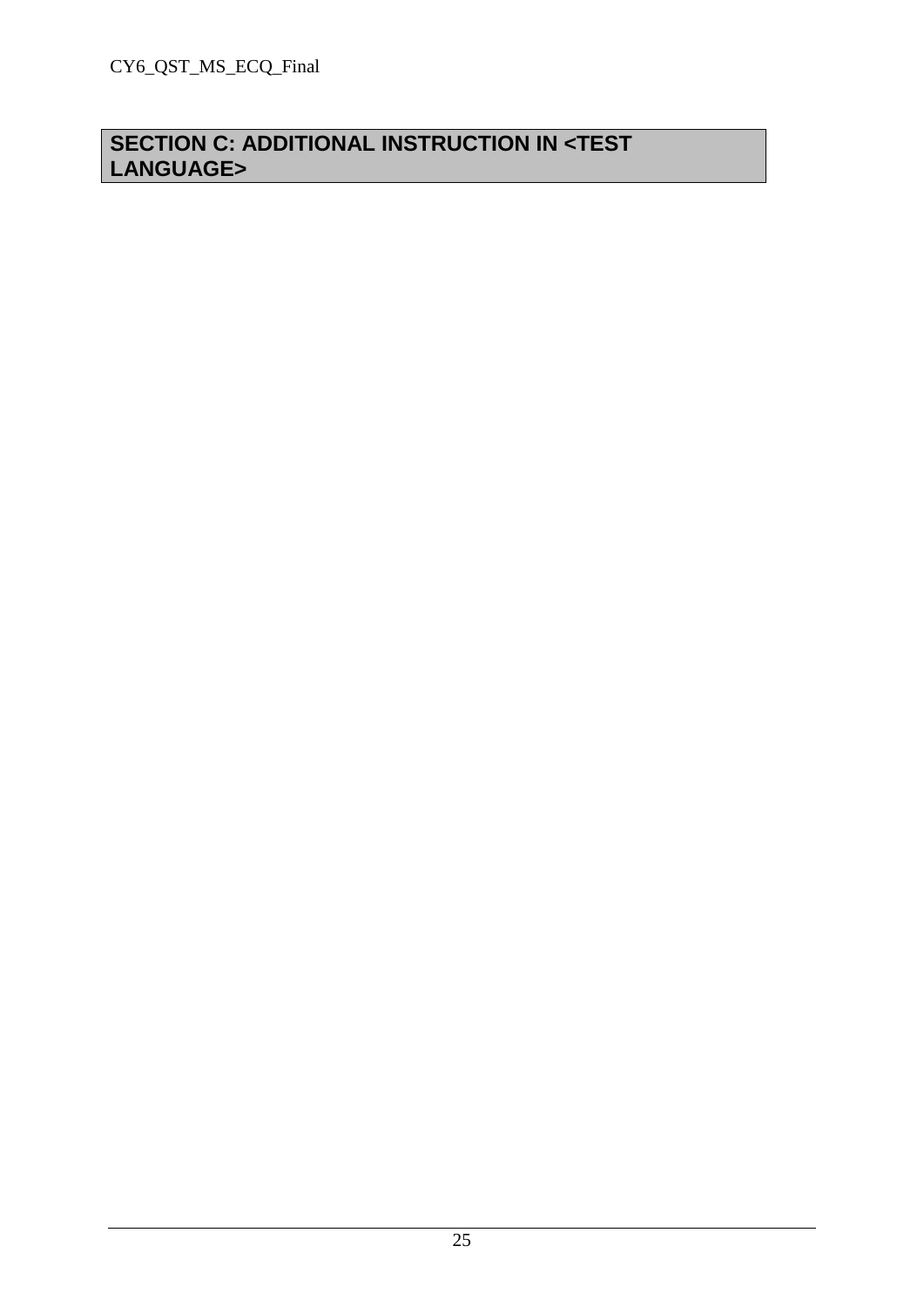## SECTION C: ADDITIONAL INSTRUCTION IN <TEST LANGUAGE>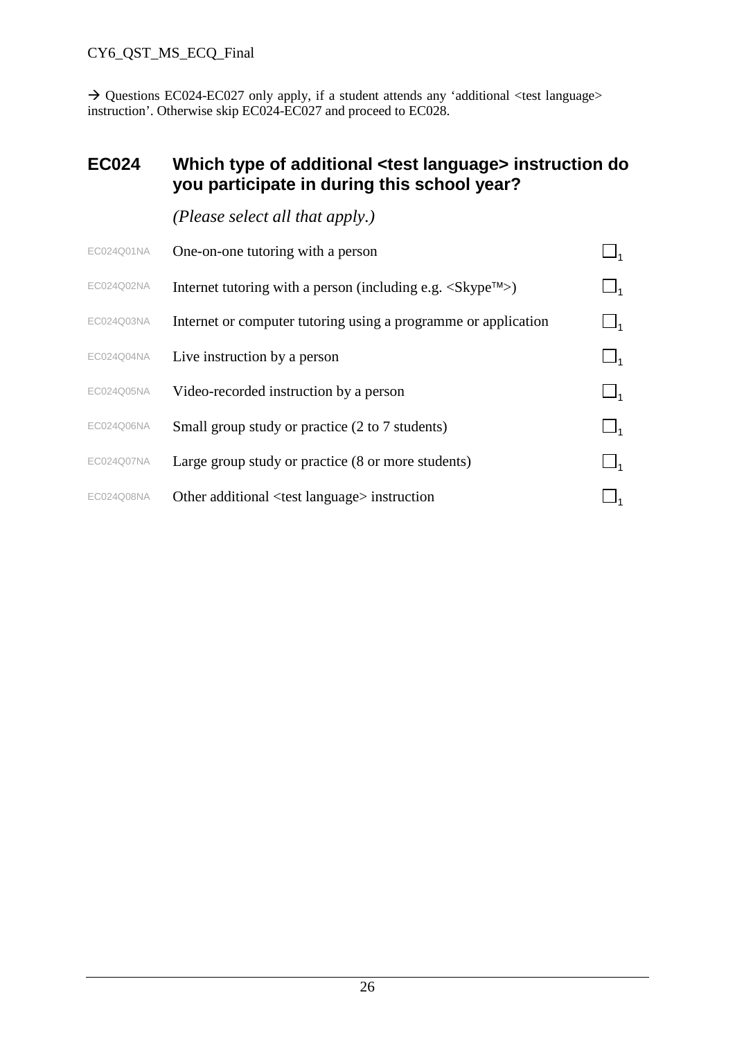→ Questions EC024-EC027 only apply, if a student attends any 'additional <test language> instruction'. Otherwise skip EC024-EC027 and proceed to EC028.

## EC024 Which type of additional <test language> instruction do you participate in during this school year?

*(Please select all that apply.)*

| | | |
|---|---|---|
| EC024Q01NA | One-on-one tutoring with a person | ☐1 |
| EC024Q02NA | Internet tutoring with a person (including e.g. <Skype™>) | ☐1 |
| EC024Q03NA | Internet or computer tutoring using a programme or application | ☐1 |
| EC024Q04NA | Live instruction by a person | ☐1 |
| EC024Q05NA | Video-recorded instruction by a person | ☐1 |
| EC024Q06NA | Small group study or practice (2 to 7 students) | ☐1 |
| EC024Q07NA | Large group study or practice (8 or more students) | ☐1 |
| EC024Q08NA | Other additional <test language> instruction | ☐1 |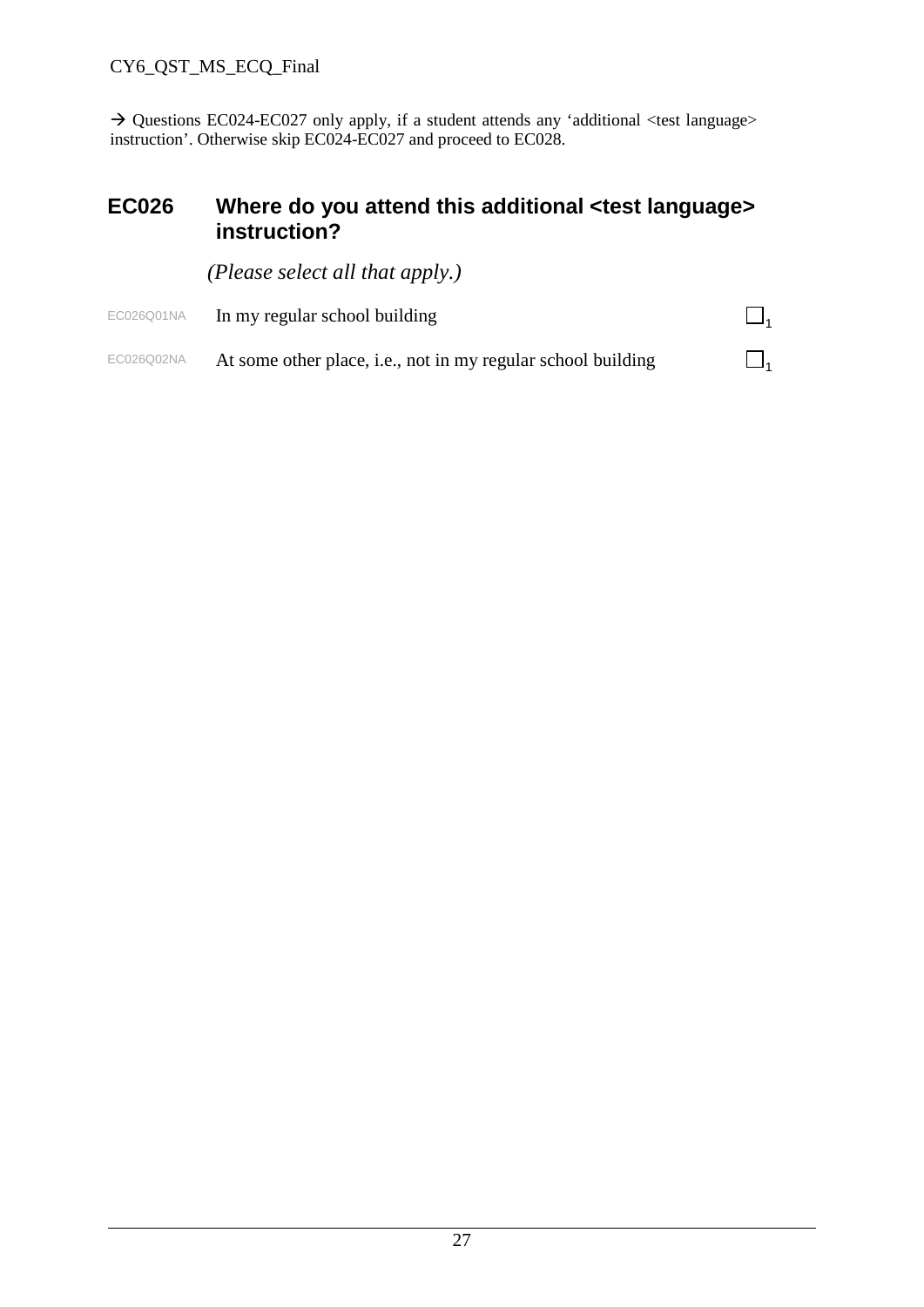→ Questions EC024-EC027 only apply, if a student attends any 'additional <test language> instruction'. Otherwise skip EC024-EC027 and proceed to EC028.

## EC026 Where do you attend this additional <test language> instruction?

*(Please select all that apply.)*

| | | |
|---|---|---|
| EC026Q01NA | In my regular school building | ☐1 |
| EC026Q02NA | At some other place, i.e., not in my regular school building | ☐1 |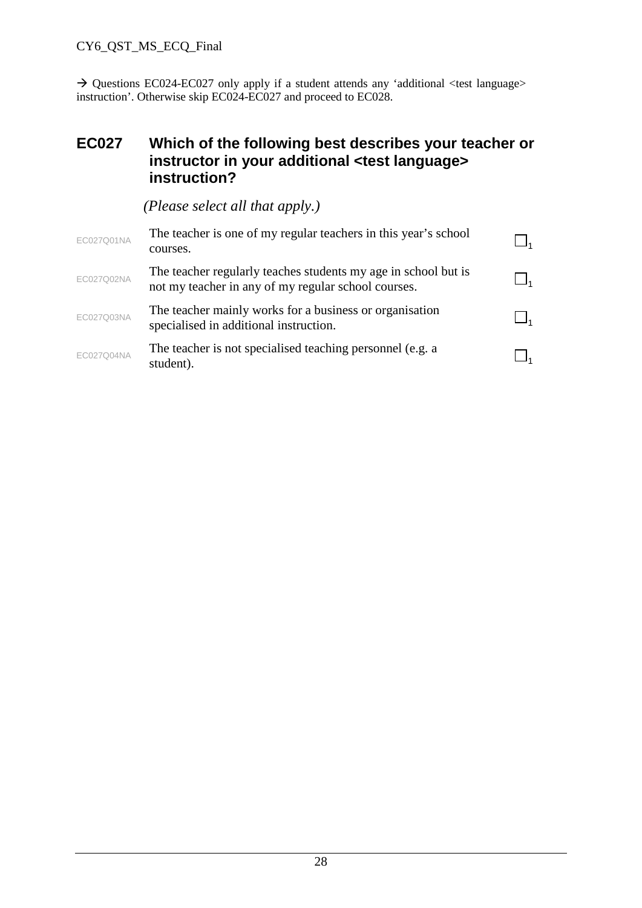→ Questions EC024-EC027 only apply if a student attends any 'additional <test language> instruction'. Otherwise skip EC024-EC027 and proceed to EC028.

## EC027 Which of the following best describes your teacher or instructor in your additional <test language> instruction?

*(Please select all that apply.)*

| | | |
|---|---|---|
| EC027Q01NA | The teacher is one of my regular teachers in this year's school courses. | ☐1 |
| EC027Q02NA | The teacher regularly teaches students my age in school but is not my teacher in any of my regular school courses. | ☐1 |
| EC027Q03NA | The teacher mainly works for a business or organisation specialised in additional instruction. | ☐1 |
| EC027Q04NA | The teacher is not specialised teaching personnel (e.g. a student). | ☐1 |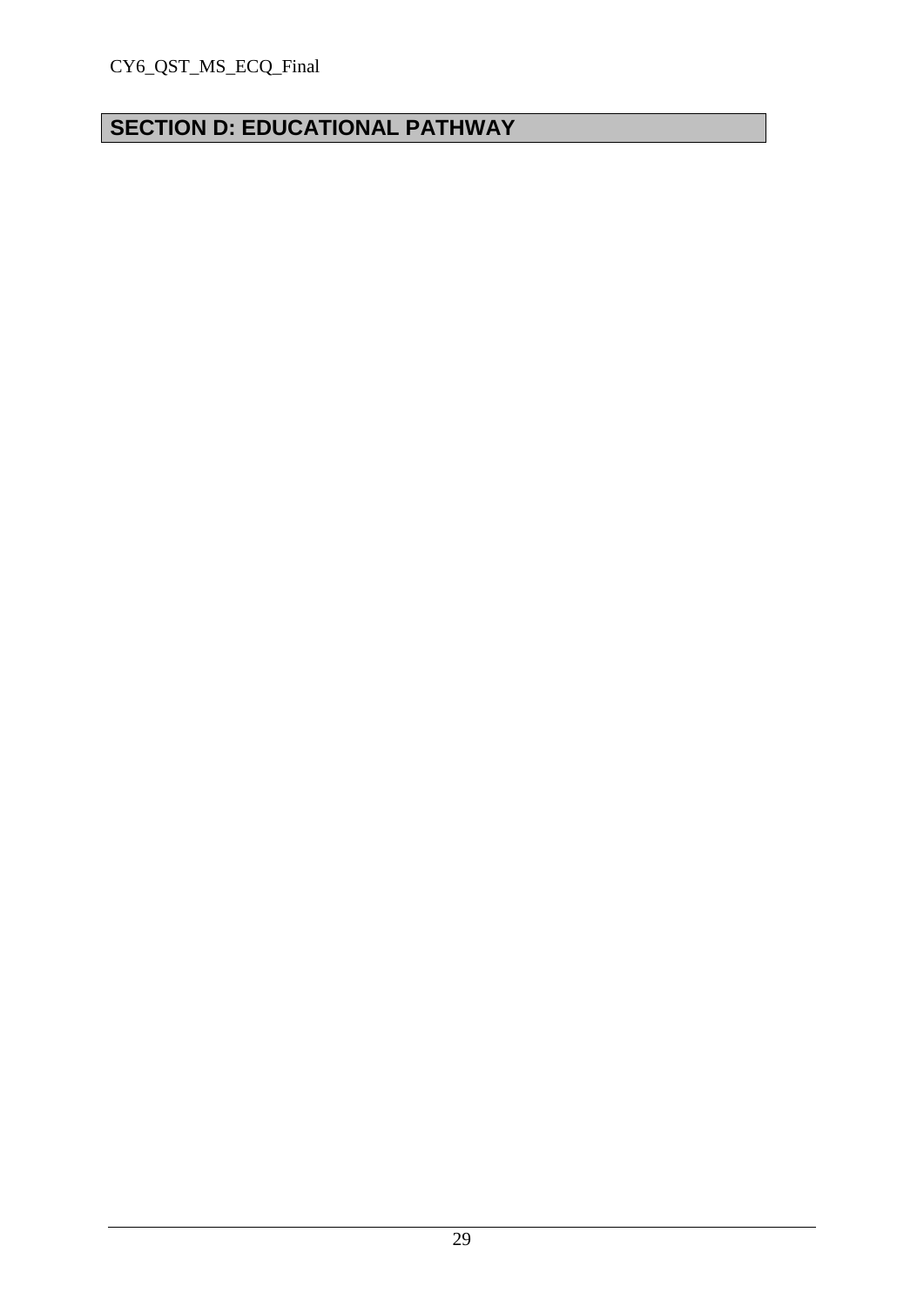# SECTION D: EDUCATIONAL PATHWAY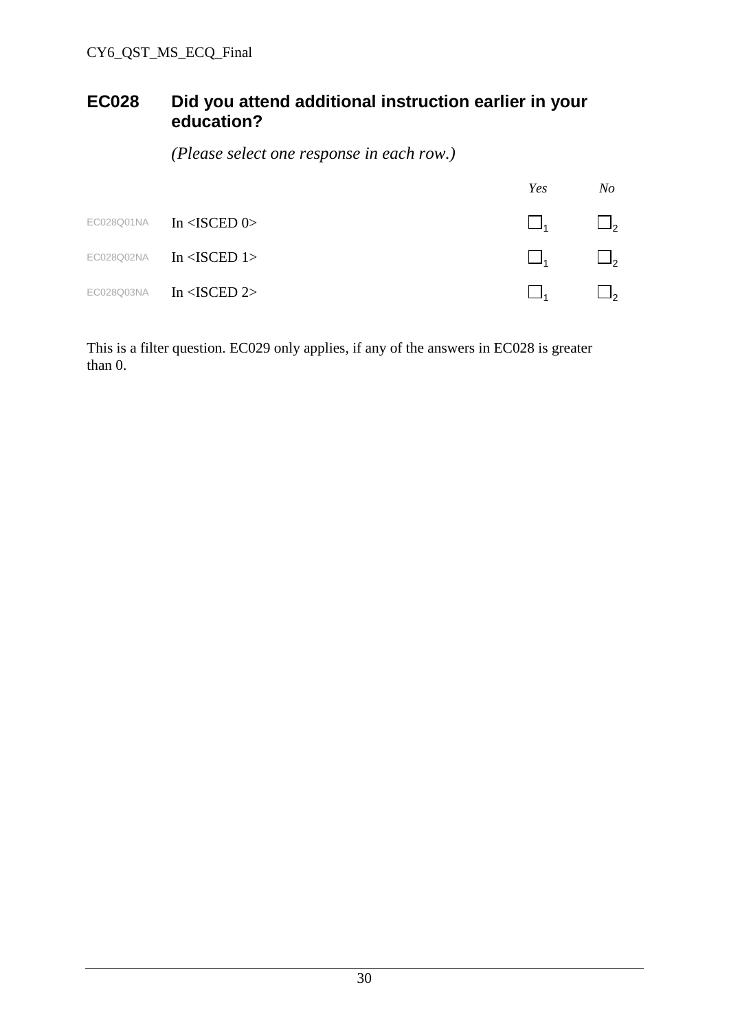## EC028 Did you attend additional instruction earlier in your education?

*(Please select one response in each row.)*

| | | *Yes* | *No* |
|---|---|---|---|
| EC028Q01NA | In <ISCED 0> | ☐1 | ☐2 |
| EC028Q02NA | In <ISCED 1> | ☐1 | ☐2 |
| EC028Q03NA | In <ISCED 2> | ☐1 | ☐2 |

This is a filter question. EC029 only applies, if any of the answers in EC028 is greater than 0.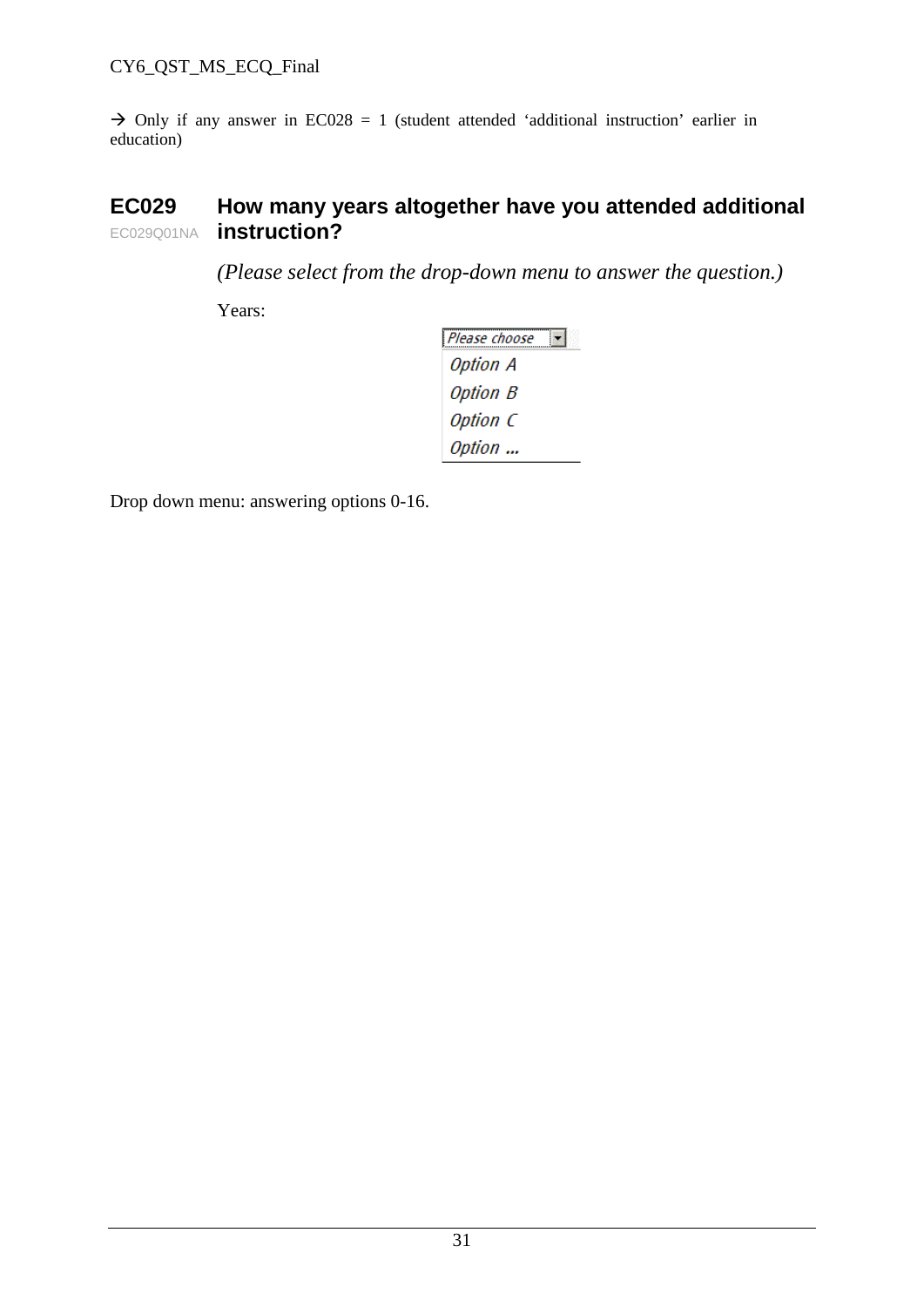→ Only if any answer in EC028 = 1 (student attended 'additional instruction' earlier in education)

## EC029 How many years altogether have you attended additional instruction?

EC029Q01NA

*(Please select from the drop-down menu to answer the question.)*

Years:

*Please choose*
*Option A*
*Option B*
*Option C*
*Option ...*

Drop down menu: answering options 0-16.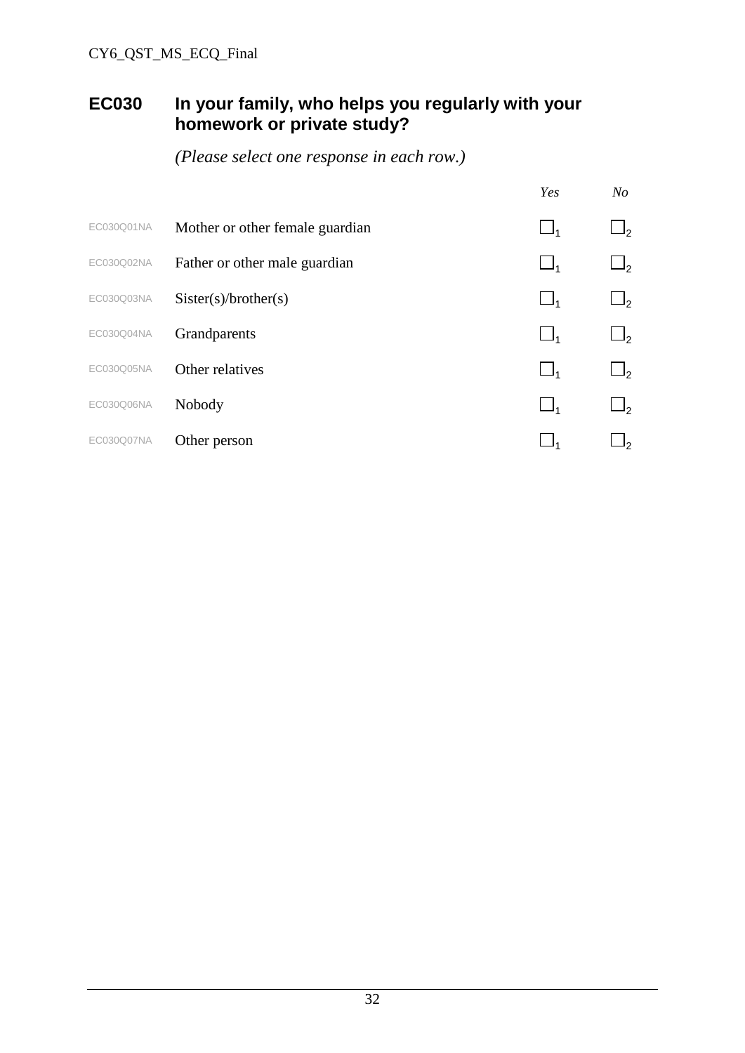## EC030 In your family, who helps you regularly with your homework or private study?

*(Please select one response in each row.)*

| | | *Yes* | *No* |
|---|---|---|---|
| EC030Q01NA | Mother or other female guardian | ☐1 | ☐2 |
| EC030Q02NA | Father or other male guardian | ☐1 | ☐2 |
| EC030Q03NA | Sister(s)/brother(s) | ☐1 | ☐2 |
| EC030Q04NA | Grandparents | ☐1 | ☐2 |
| EC030Q05NA | Other relatives | ☐1 | ☐2 |
| EC030Q06NA | Nobody | ☐1 | ☐2 |
| EC030Q07NA | Other person | ☐1 | ☐2 |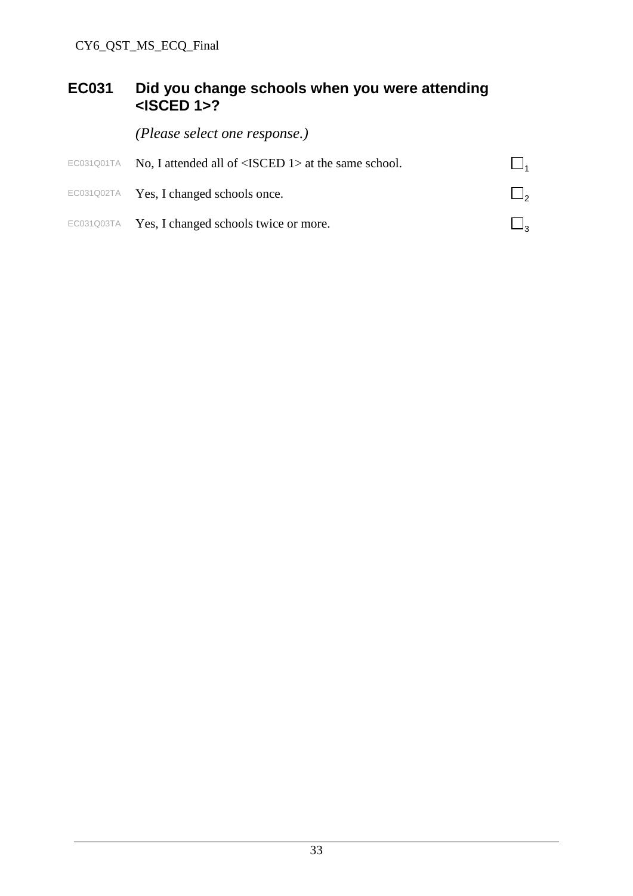## EC031 Did you change schools when you were attending <ISCED 1>?

*(Please select one response.)*

| | | |
|---|---|---|
| EC031Q01TA | No, I attended all of <ISCED 1> at the same school. | ☐1 |
| EC031Q02TA | Yes, I changed schools once. | ☐2 |
| EC031Q03TA | Yes, I changed schools twice or more. | ☐3 |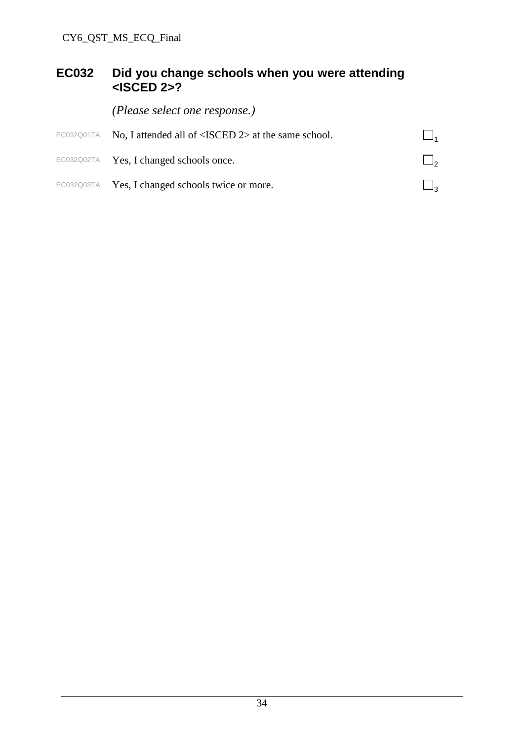## EC032 Did you change schools when you were attending <ISCED 2>?

*(Please select one response.)*

| | | |
|---|---|---|
| EC032Q01TA | No, I attended all of <ISCED 2> at the same school. | ☐1 |
| EC032Q02TA | Yes, I changed schools once. | ☐2 |
| EC032Q03TA | Yes, I changed schools twice or more. | ☐3 |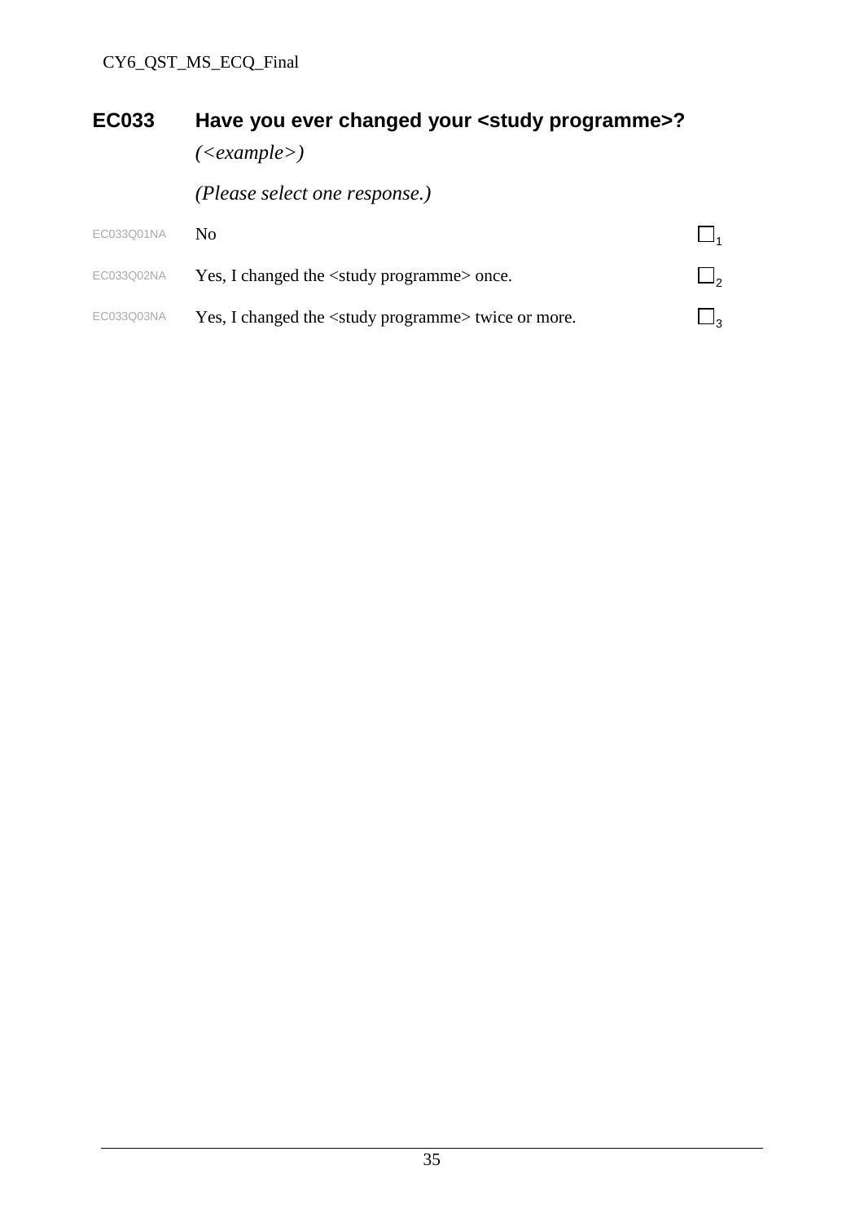## EC033 Have you ever changed your <study programme>?

*(<example>)*

*(Please select one response.)*

| | | |
|---|---|---|
| EC033Q01NA | No | ☐1 |
| EC033Q02NA | Yes, I changed the <study programme> once. | ☐2 |
| EC033Q03NA | Yes, I changed the <study programme> twice or more. | ☐3 |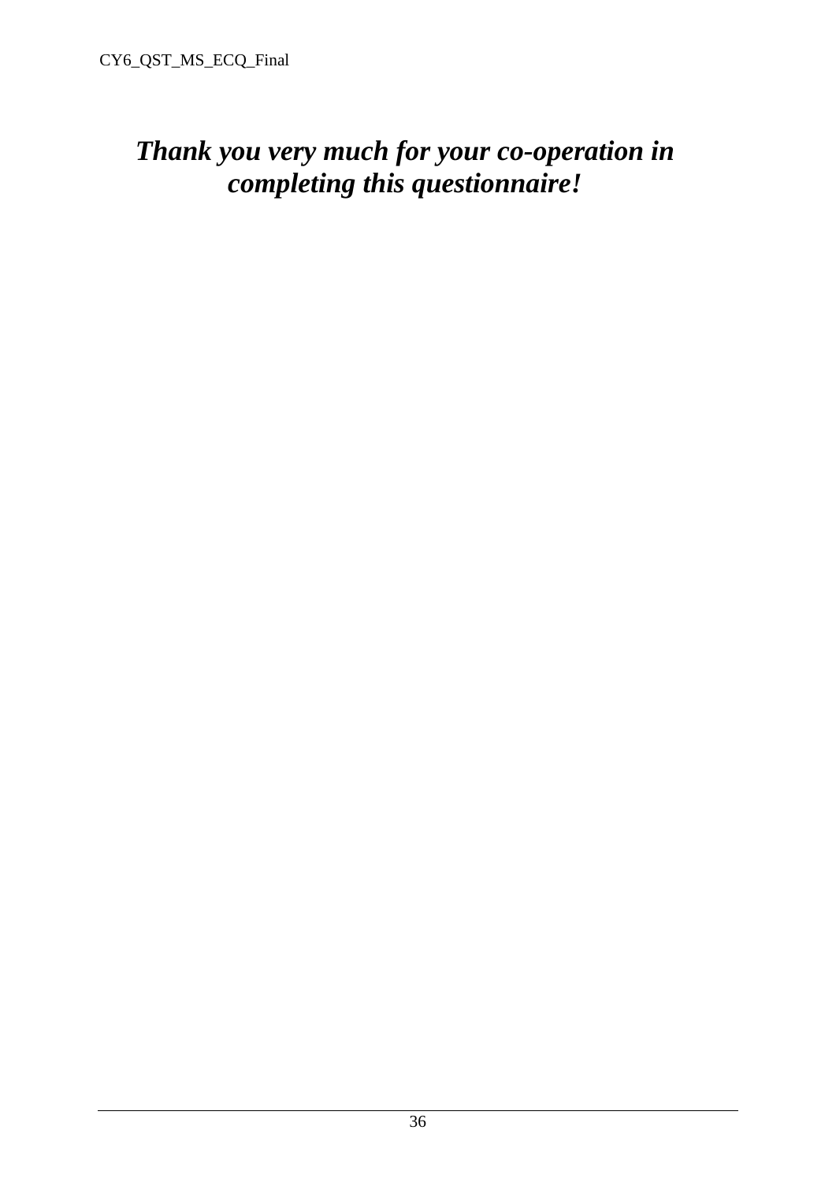***Thank you very much for your co-operation in completing this questionnaire!***